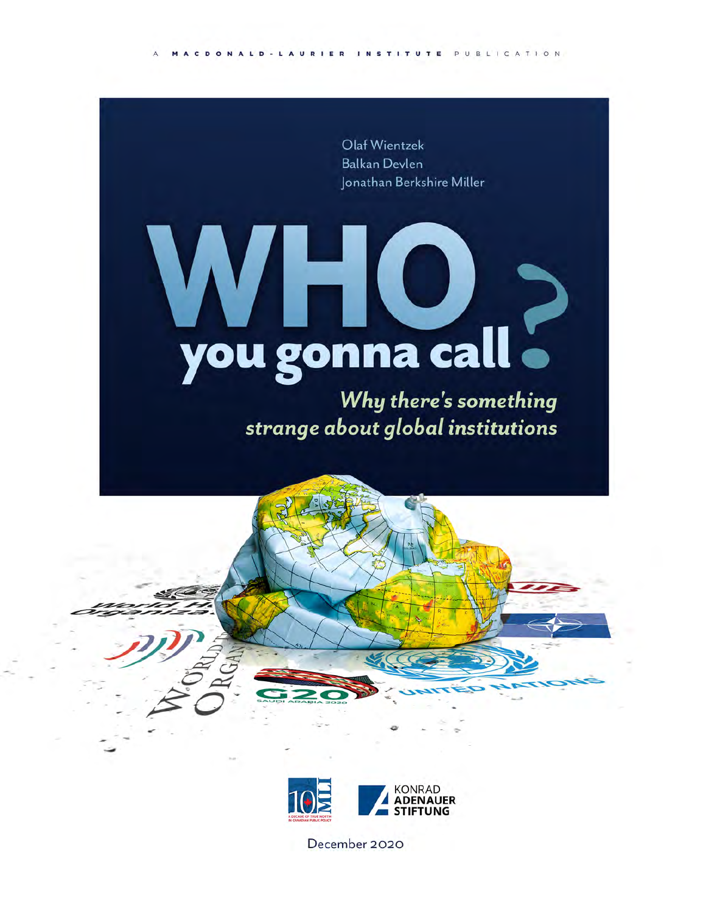A MACDONALD-LAURIER INSTITUTE PUBLICATION

Olaf Wientzek
Balkan Devlen
Jonathan Berkshire Miller

# WHO you gonna call?

## *Why there's something strange about global institutions*

KONRAD ADENAUER STIFTUNG

December 2020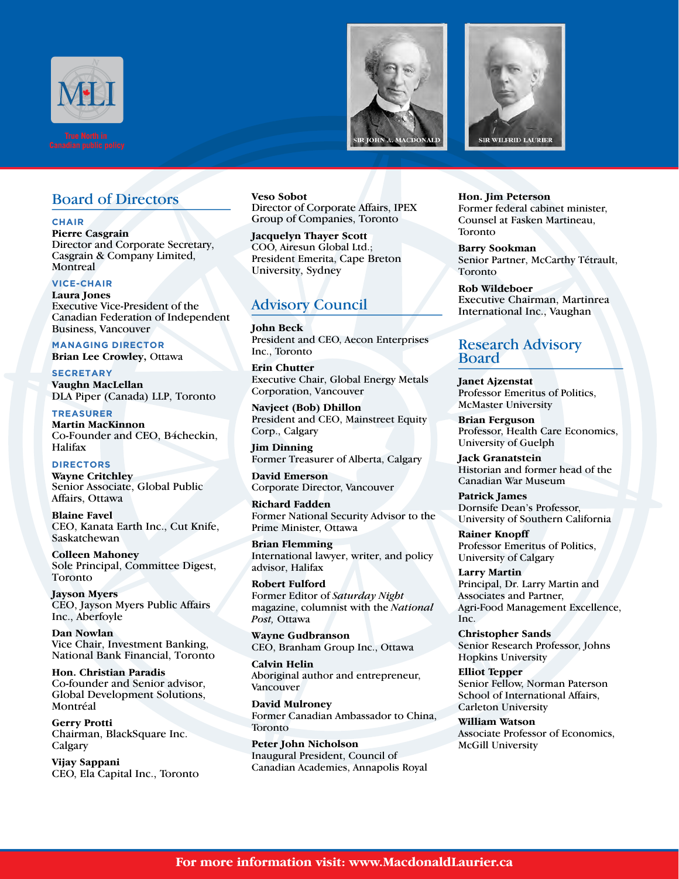MLI

True North in Canadian public policy

SIR JOHN A. MACDONALD

SIR WILFRID LAURIER

## Board of Directors

**CHAIR**

**Pierre Casgrain**
Director and Corporate Secretary, Casgrain & Company Limited, Montreal

**VICE-CHAIR**

**Laura Jones**
Executive Vice-President of the Canadian Federation of Independent Business, Vancouver

**MANAGING DIRECTOR**

**Brian Lee Crowley,** Ottawa

**SECRETARY**

**Vaughn MacLellan**
DLA Piper (Canada) LLP, Toronto

**TREASURER**

**Martin MacKinnon**
Co-Founder and CEO, B4checkin, Halifax

**DIRECTORS**

**Wayne Critchley**
Senior Associate, Global Public Affairs, Ottawa

**Blaine Favel**
CEO, Kanata Earth Inc., Cut Knife, Saskatchewan

**Colleen Mahoney**
Sole Principal, Committee Digest, Toronto

**Jayson Myers**
CEO, Jayson Myers Public Affairs Inc., Aberfoyle

**Dan Nowlan**
Vice Chair, Investment Banking, National Bank Financial, Toronto

**Hon. Christian Paradis**
Co-founder and Senior advisor, Global Development Solutions, Montréal

**Gerry Protti**
Chairman, BlackSquare Inc. Calgary

**Vijay Sappani**
CEO, Ela Capital Inc., Toronto

**Veso Sobot**
Director of Corporate Affairs, IPEX Group of Companies, Toronto

**Jacquelyn Thayer Scott**
COO, Airesun Global Ltd.; President Emerita, Cape Breton University, Sydney

## Advisory Council

**John Beck**
President and CEO, Aecon Enterprises Inc., Toronto

**Erin Chutter**
Executive Chair, Global Energy Metals Corporation, Vancouver

**Navjeet (Bob) Dhillon**
President and CEO, Mainstreet Equity Corp., Calgary

**Jim Dinning**
Former Treasurer of Alberta, Calgary

**David Emerson**
Corporate Director, Vancouver

**Richard Fadden**
Former National Security Advisor to the Prime Minister, Ottawa

**Brian Flemming**
International lawyer, writer, and policy advisor, Halifax

**Robert Fulford**
Former Editor of *Saturday Night* magazine, columnist with the *National Post,* Ottawa

**Wayne Gudbranson**
CEO, Branham Group Inc., Ottawa

**Calvin Helin**
Aboriginal author and entrepreneur, Vancouver

**David Mulroney**
Former Canadian Ambassador to China, Toronto

**Peter John Nicholson**
Inaugural President, Council of Canadian Academies, Annapolis Royal

**Hon. Jim Peterson**
Former federal cabinet minister, Counsel at Fasken Martineau, Toronto

**Barry Sookman**
Senior Partner, McCarthy Tétrault, Toronto

**Rob Wildeboer**
Executive Chairman, Martinrea International Inc., Vaughan

## Research Advisory Board

**Janet Ajzenstat**
Professor Emeritus of Politics, McMaster University

**Brian Ferguson**
Professor, Health Care Economics, University of Guelph

**Jack Granatstein**
Historian and former head of the Canadian War Museum

**Patrick James**
Dornsife Dean's Professor, University of Southern California

**Rainer Knopff**
Professor Emeritus of Politics, University of Calgary

**Larry Martin**
Principal, Dr. Larry Martin and Associates and Partner, Agri-Food Management Excellence, Inc.

**Christopher Sands**
Senior Research Professor, Johns Hopkins University

**Elliot Tepper**
Senior Fellow, Norman Paterson School of International Affairs, Carleton University

**William Watson**
Associate Professor of Economics, McGill University

**For more information visit: www.MacdonaldLaurier.ca**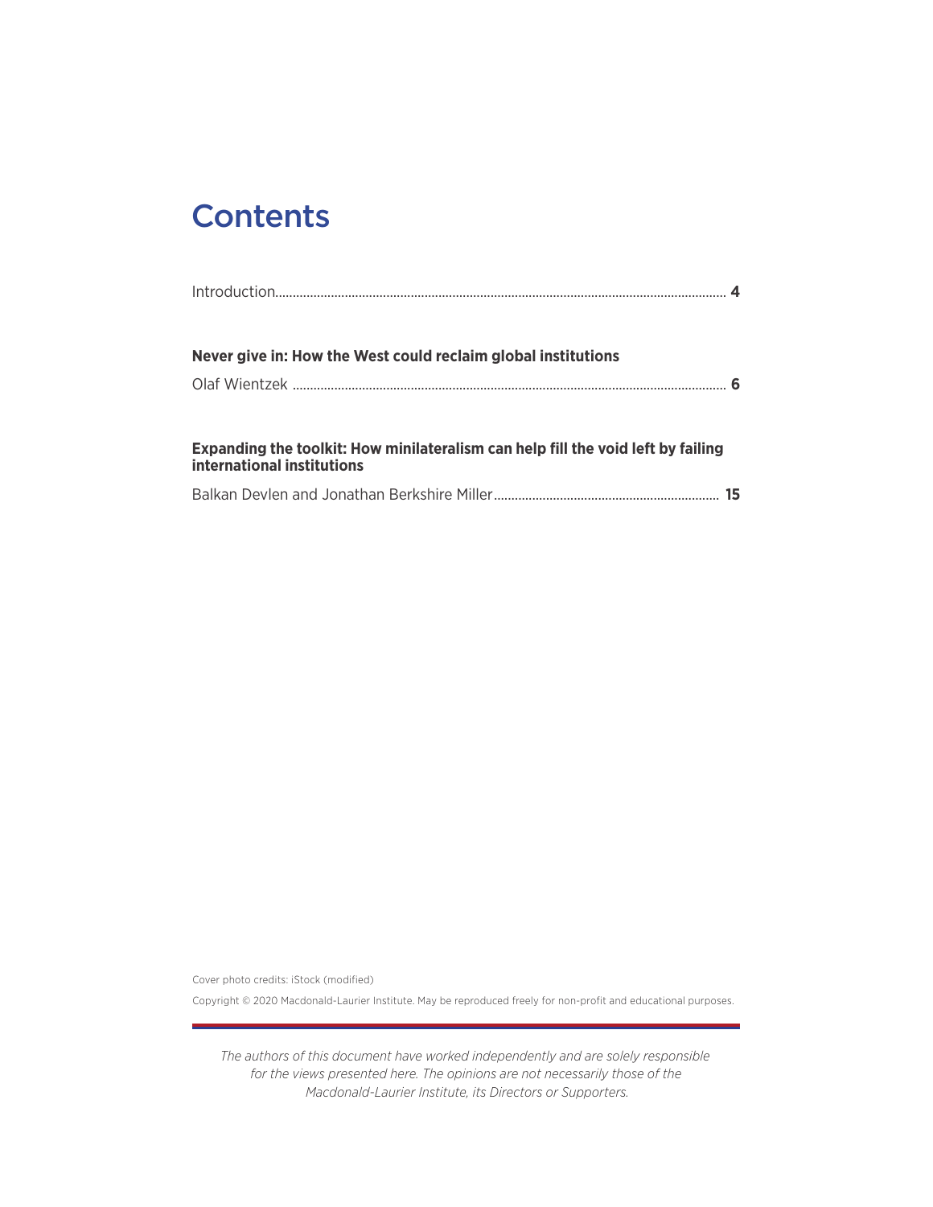# Contents

Introduction ........................................................................................ **4**

**Never give in: How the West could reclaim global institutions**

Olaf Wientzek ........................................................................................ **6**

**Expanding the toolkit: How minilateralism can help fill the void left by failing international institutions**

Balkan Devlen and Jonathan Berkshire Miller ........................................................................................ **15**

Cover photo credits: iStock (modified)

Copyright © 2020 Macdonald-Laurier Institute. May be reproduced freely for non-profit and educational purposes.

*The authors of this document have worked independently and are solely responsible for the views presented here. The opinions are not necessarily those of the Macdonald-Laurier Institute, its Directors or Supporters.*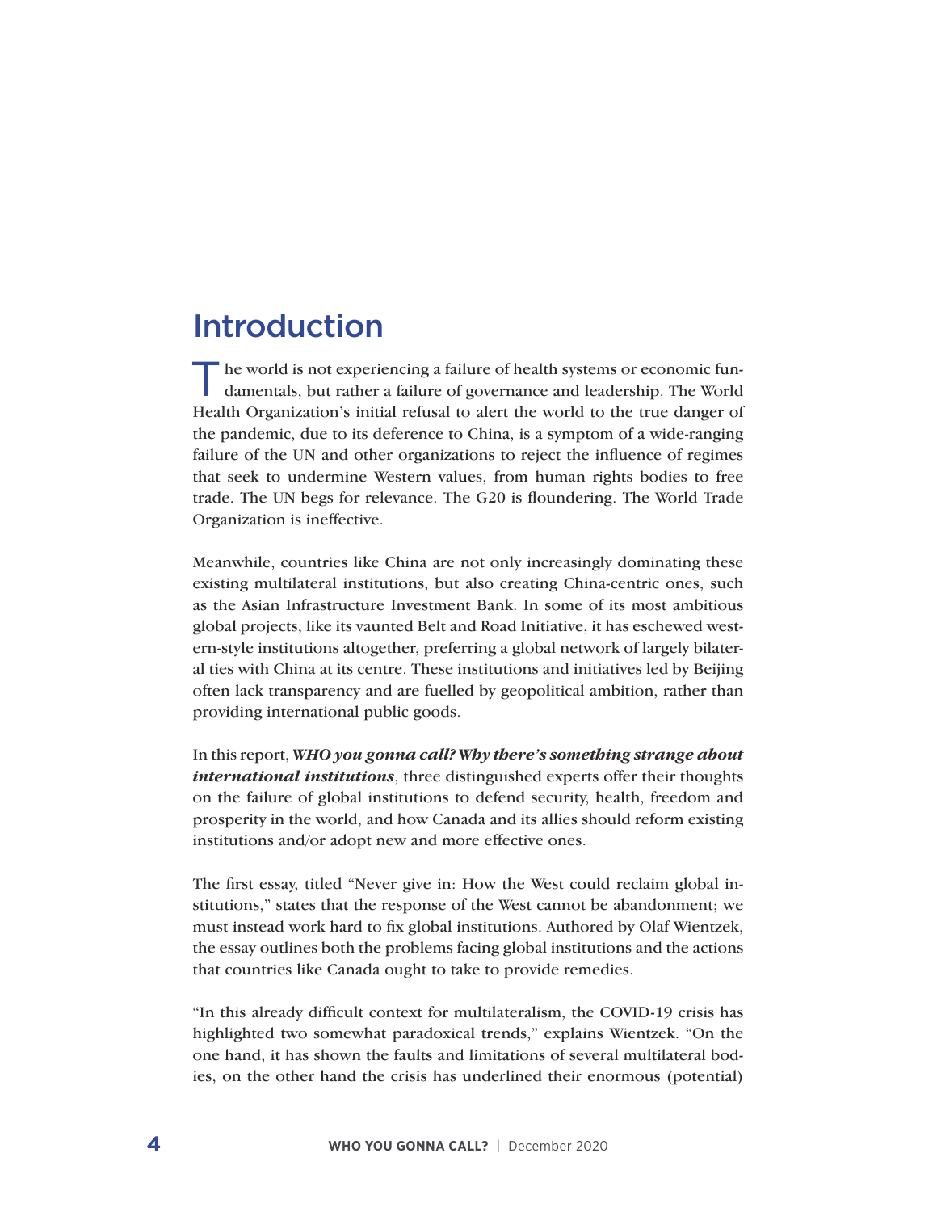# Introduction

The world is not experiencing a failure of health systems or economic fundamentals, but rather a failure of governance and leadership. The World Health Organization's initial refusal to alert the world to the true danger of the pandemic, due to its deference to China, is a symptom of a wide-ranging failure of the UN and other organizations to reject the influence of regimes that seek to undermine Western values, from human rights bodies to free trade. The UN begs for relevance. The G20 is floundering. The World Trade Organization is ineffective.

Meanwhile, countries like China are not only increasingly dominating these existing multilateral institutions, but also creating China-centric ones, such as the Asian Infrastructure Investment Bank. In some of its most ambitious global projects, like its vaunted Belt and Road Initiative, it has eschewed western-style institutions altogether, preferring a global network of largely bilateral ties with China at its centre. These institutions and initiatives led by Beijing often lack transparency and are fuelled by geopolitical ambition, rather than providing international public goods.

In this report, ***WHO you gonna call? Why there's something strange about international institutions***, three distinguished experts offer their thoughts on the failure of global institutions to defend security, health, freedom and prosperity in the world, and how Canada and its allies should reform existing institutions and/or adopt new and more effective ones.

The first essay, titled "Never give in: How the West could reclaim global institutions," states that the response of the West cannot be abandonment; we must instead work hard to fix global institutions. Authored by Olaf Wientzek, the essay outlines both the problems facing global institutions and the actions that countries like Canada ought to take to provide remedies.

"In this already difficult context for multilateralism, the COVID-19 crisis has highlighted two somewhat paradoxical trends," explains Wientzek. "On the one hand, it has shown the faults and limitations of several multilateral bodies, on the other hand the crisis has underlined their enormous (potential)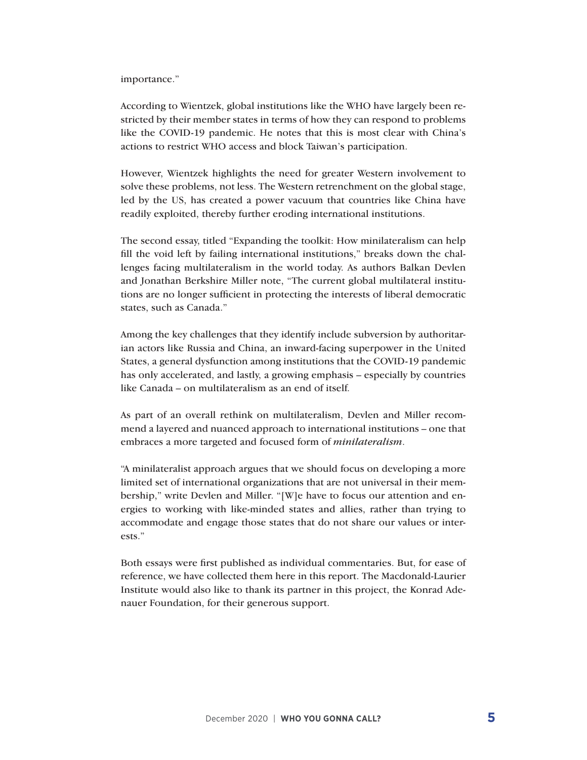importance."

According to Wientzek, global institutions like the WHO have largely been restricted by their member states in terms of how they can respond to problems like the COVID-19 pandemic. He notes that this is most clear with China's actions to restrict WHO access and block Taiwan's participation.

However, Wientzek highlights the need for greater Western involvement to solve these problems, not less. The Western retrenchment on the global stage, led by the US, has created a power vacuum that countries like China have readily exploited, thereby further eroding international institutions.

The second essay, titled "Expanding the toolkit: How minilateralism can help fill the void left by failing international institutions," breaks down the challenges facing multilateralism in the world today. As authors Balkan Devlen and Jonathan Berkshire Miller note, "The current global multilateral institutions are no longer sufficient in protecting the interests of liberal democratic states, such as Canada."

Among the key challenges that they identify include subversion by authoritarian actors like Russia and China, an inward-facing superpower in the United States, a general dysfunction among institutions that the COVID-19 pandemic has only accelerated, and lastly, a growing emphasis – especially by countries like Canada – on multilateralism as an end of itself.

As part of an overall rethink on multilateralism, Devlen and Miller recommend a layered and nuanced approach to international institutions – one that embraces a more targeted and focused form of *minilateralism*.

"A minilateralist approach argues that we should focus on developing a more limited set of international organizations that are not universal in their membership," write Devlen and Miller. "[W]e have to focus our attention and energies to working with like-minded states and allies, rather than trying to accommodate and engage those states that do not share our values or interests."

Both essays were first published as individual commentaries. But, for ease of reference, we have collected them here in this report. The Macdonald-Laurier Institute would also like to thank its partner in this project, the Konrad Adenauer Foundation, for their generous support.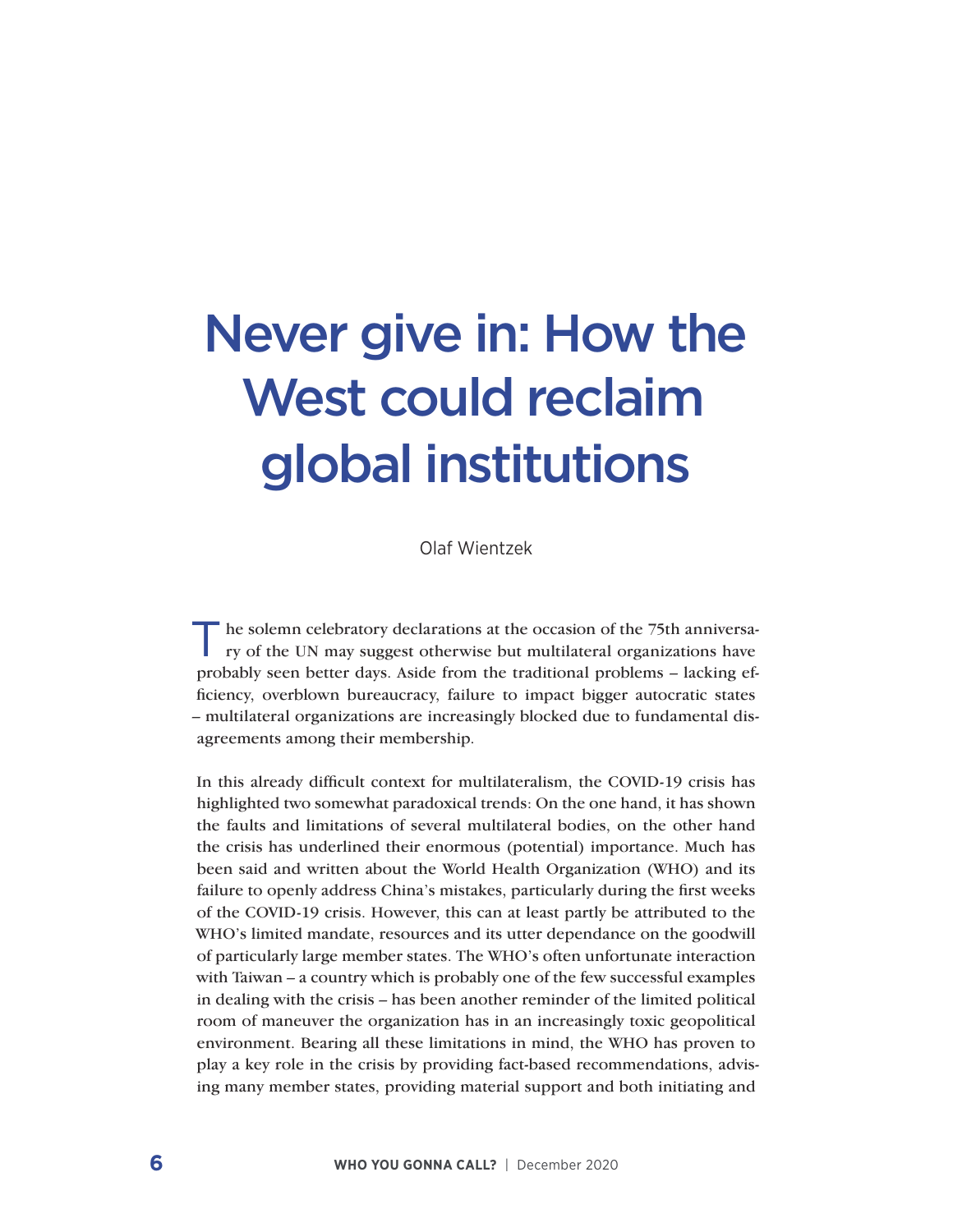# Never give in: How the West could reclaim global institutions

Olaf Wientzek

The solemn celebratory declarations at the occasion of the 75th anniversary of the UN may suggest otherwise but multilateral organizations have probably seen better days. Aside from the traditional problems – lacking efficiency, overblown bureaucracy, failure to impact bigger autocratic states – multilateral organizations are increasingly blocked due to fundamental disagreements among their membership.

In this already difficult context for multilateralism, the COVID-19 crisis has highlighted two somewhat paradoxical trends: On the one hand, it has shown the faults and limitations of several multilateral bodies, on the other hand the crisis has underlined their enormous (potential) importance. Much has been said and written about the World Health Organization (WHO) and its failure to openly address China's mistakes, particularly during the first weeks of the COVID-19 crisis. However, this can at least partly be attributed to the WHO's limited mandate, resources and its utter dependance on the goodwill of particularly large member states. The WHO's often unfortunate interaction with Taiwan – a country which is probably one of the few successful examples in dealing with the crisis – has been another reminder of the limited political room of maneuver the organization has in an increasingly toxic geopolitical environment. Bearing all these limitations in mind, the WHO has proven to play a key role in the crisis by providing fact-based recommendations, advising many member states, providing material support and both initiating and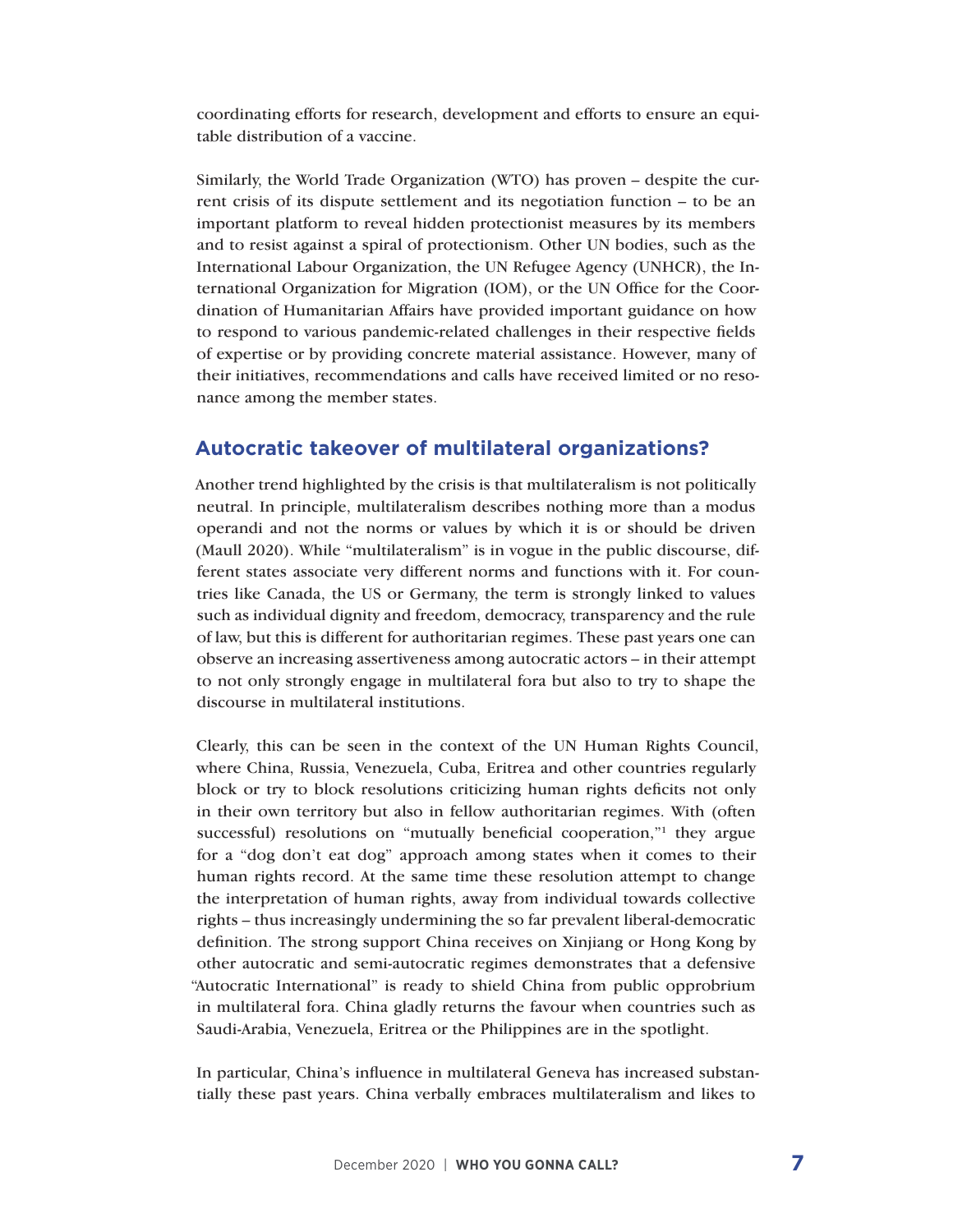coordinating efforts for research, development and efforts to ensure an equitable distribution of a vaccine.

Similarly, the World Trade Organization (WTO) has proven – despite the current crisis of its dispute settlement and its negotiation function – to be an important platform to reveal hidden protectionist measures by its members and to resist against a spiral of protectionism. Other UN bodies, such as the International Labour Organization, the UN Refugee Agency (UNHCR), the International Organization for Migration (IOM), or the UN Office for the Coordination of Humanitarian Affairs have provided important guidance on how to respond to various pandemic-related challenges in their respective fields of expertise or by providing concrete material assistance. However, many of their initiatives, recommendations and calls have received limited or no resonance among the member states.

## Autocratic takeover of multilateral organizations?

Another trend highlighted by the crisis is that multilateralism is not politically neutral. In principle, multilateralism describes nothing more than a modus operandi and not the norms or values by which it is or should be driven (Maull 2020). While "multilateralism" is in vogue in the public discourse, different states associate very different norms and functions with it. For countries like Canada, the US or Germany, the term is strongly linked to values such as individual dignity and freedom, democracy, transparency and the rule of law, but this is different for authoritarian regimes. These past years one can observe an increasing assertiveness among autocratic actors – in their attempt to not only strongly engage in multilateral fora but also to try to shape the discourse in multilateral institutions.

Clearly, this can be seen in the context of the UN Human Rights Council, where China, Russia, Venezuela, Cuba, Eritrea and other countries regularly block or try to block resolutions criticizing human rights deficits not only in their own territory but also in fellow authoritarian regimes. With (often successful) resolutions on "mutually beneficial cooperation,"[1] they argue for a "dog don't eat dog" approach among states when it comes to their human rights record. At the same time these resolution attempt to change the interpretation of human rights, away from individual towards collective rights – thus increasingly undermining the so far prevalent liberal-democratic definition. The strong support China receives on Xinjiang or Hong Kong by other autocratic and semi-autocratic regimes demonstrates that a defensive "Autocratic International" is ready to shield China from public opprobrium in multilateral fora. China gladly returns the favour when countries such as Saudi-Arabia, Venezuela, Eritrea or the Philippines are in the spotlight.

In particular, China's influence in multilateral Geneva has increased substantially these past years. China verbally embraces multilateralism and likes to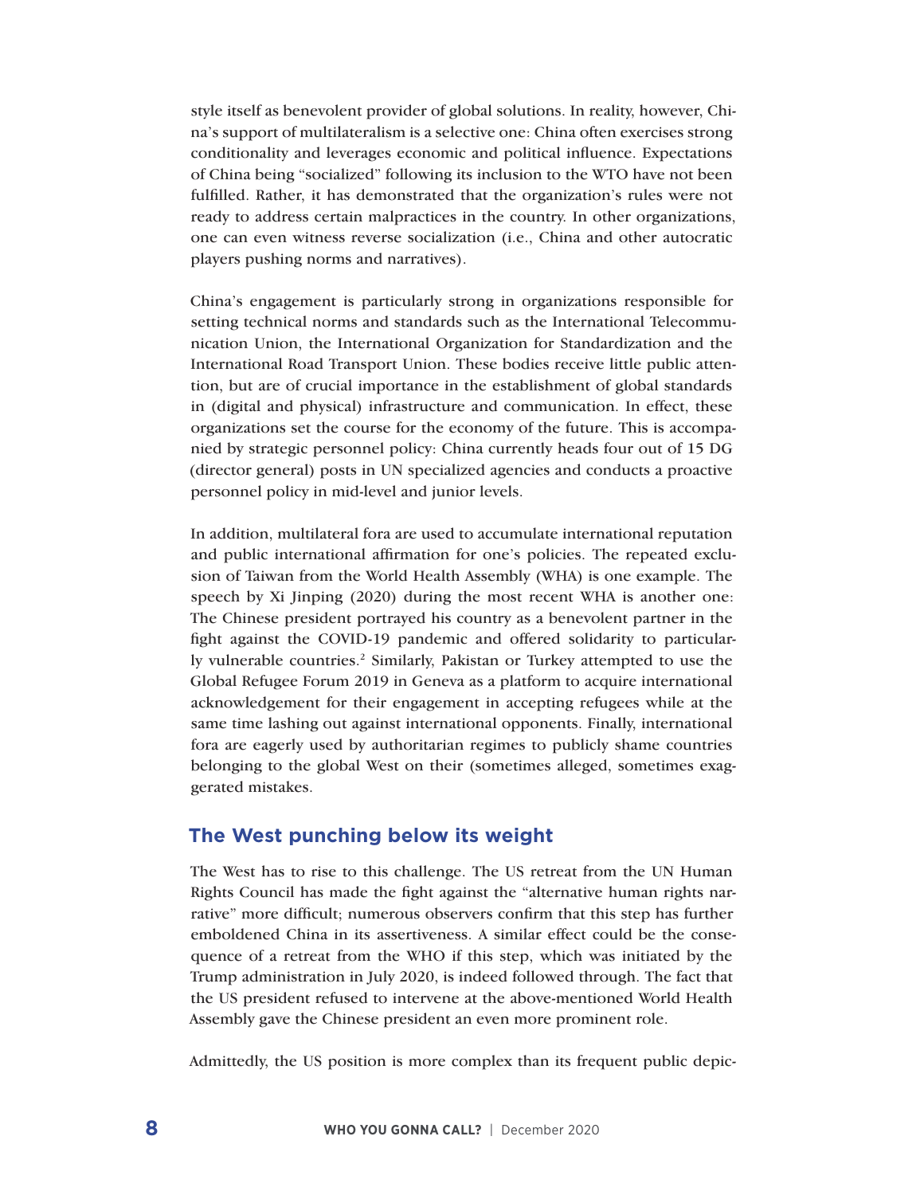style itself as benevolent provider of global solutions. In reality, however, China's support of multilateralism is a selective one: China often exercises strong conditionality and leverages economic and political influence. Expectations of China being "socialized" following its inclusion to the WTO have not been fulfilled. Rather, it has demonstrated that the organization's rules were not ready to address certain malpractices in the country. In other organizations, one can even witness reverse socialization (i.e., China and other autocratic players pushing norms and narratives).

China's engagement is particularly strong in organizations responsible for setting technical norms and standards such as the International Telecommunication Union, the International Organization for Standardization and the International Road Transport Union. These bodies receive little public attention, but are of crucial importance in the establishment of global standards in (digital and physical) infrastructure and communication. In effect, these organizations set the course for the economy of the future. This is accompanied by strategic personnel policy: China currently heads four out of 15 DG (director general) posts in UN specialized agencies and conducts a proactive personnel policy in mid-level and junior levels.

In addition, multilateral fora are used to accumulate international reputation and public international affirmation for one's policies. The repeated exclusion of Taiwan from the World Health Assembly (WHA) is one example. The speech by Xi Jinping (2020) during the most recent WHA is another one: The Chinese president portrayed his country as a benevolent partner in the fight against the COVID-19 pandemic and offered solidarity to particularly vulnerable countries.[2] Similarly, Pakistan or Turkey attempted to use the Global Refugee Forum 2019 in Geneva as a platform to acquire international acknowledgement for their engagement in accepting refugees while at the same time lashing out against international opponents. Finally, international fora are eagerly used by authoritarian regimes to publicly shame countries belonging to the global West on their (sometimes alleged, sometimes exaggerated mistakes.

## The West punching below its weight

The West has to rise to this challenge. The US retreat from the UN Human Rights Council has made the fight against the "alternative human rights narrative" more difficult; numerous observers confirm that this step has further emboldened China in its assertiveness. A similar effect could be the consequence of a retreat from the WHO if this step, which was initiated by the Trump administration in July 2020, is indeed followed through. The fact that the US president refused to intervene at the above-mentioned World Health Assembly gave the Chinese president an even more prominent role.

Admittedly, the US position is more complex than its frequent public depic-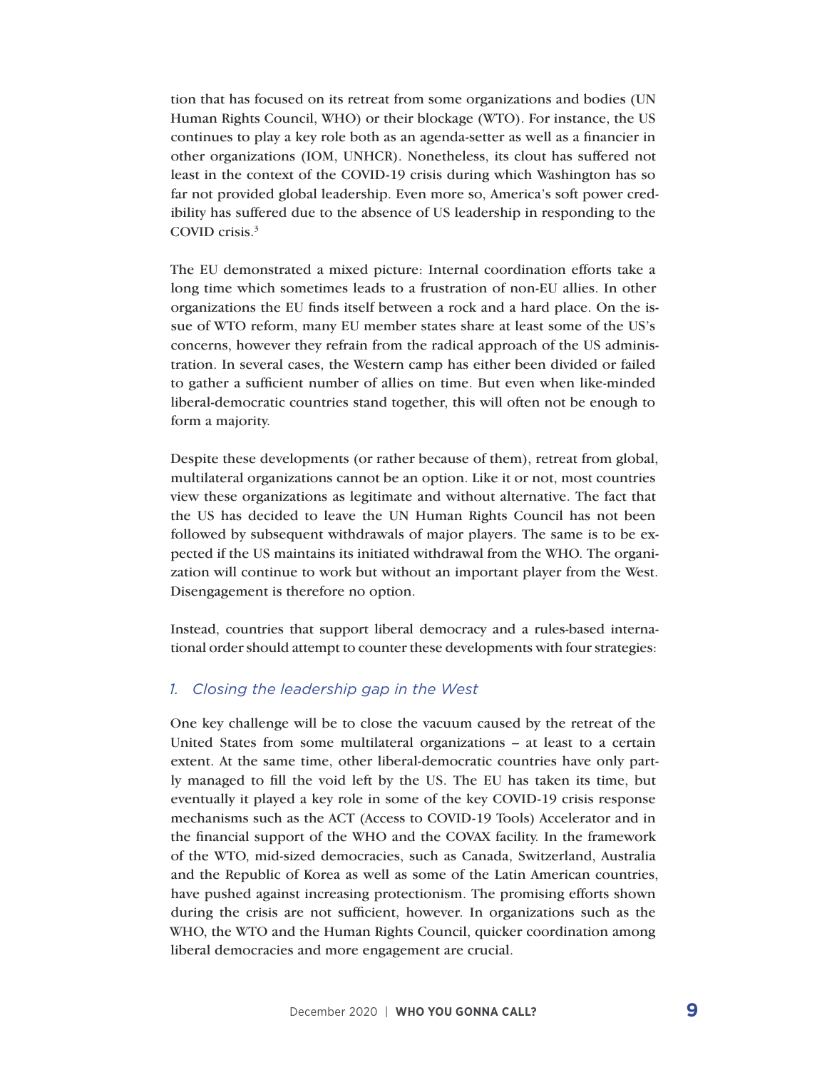tion that has focused on its retreat from some organizations and bodies (UN Human Rights Council, WHO) or their blockage (WTO). For instance, the US continues to play a key role both as an agenda-setter as well as a financier in other organizations (IOM, UNHCR). Nonetheless, its clout has suffered not least in the context of the COVID-19 crisis during which Washington has so far not provided global leadership. Even more so, America's soft power credibility has suffered due to the absence of US leadership in responding to the COVID crisis.[3]

The EU demonstrated a mixed picture: Internal coordination efforts take a long time which sometimes leads to a frustration of non-EU allies. In other organizations the EU finds itself between a rock and a hard place. On the issue of WTO reform, many EU member states share at least some of the US's concerns, however they refrain from the radical approach of the US administration. In several cases, the Western camp has either been divided or failed to gather a sufficient number of allies on time. But even when like-minded liberal-democratic countries stand together, this will often not be enough to form a majority.

Despite these developments (or rather because of them), retreat from global, multilateral organizations cannot be an option. Like it or not, most countries view these organizations as legitimate and without alternative. The fact that the US has decided to leave the UN Human Rights Council has not been followed by subsequent withdrawals of major players. The same is to be expected if the US maintains its initiated withdrawal from the WHO. The organization will continue to work but without an important player from the West. Disengagement is therefore no option.

Instead, countries that support liberal democracy and a rules-based international order should attempt to counter these developments with four strategies:

### *1. Closing the leadership gap in the West*

One key challenge will be to close the vacuum caused by the retreat of the United States from some multilateral organizations – at least to a certain extent. At the same time, other liberal-democratic countries have only partly managed to fill the void left by the US. The EU has taken its time, but eventually it played a key role in some of the key COVID-19 crisis response mechanisms such as the ACT (Access to COVID-19 Tools) Accelerator and in the financial support of the WHO and the COVAX facility. In the framework of the WTO, mid-sized democracies, such as Canada, Switzerland, Australia and the Republic of Korea as well as some of the Latin American countries, have pushed against increasing protectionism. The promising efforts shown during the crisis are not sufficient, however. In organizations such as the WHO, the WTO and the Human Rights Council, quicker coordination among liberal democracies and more engagement are crucial.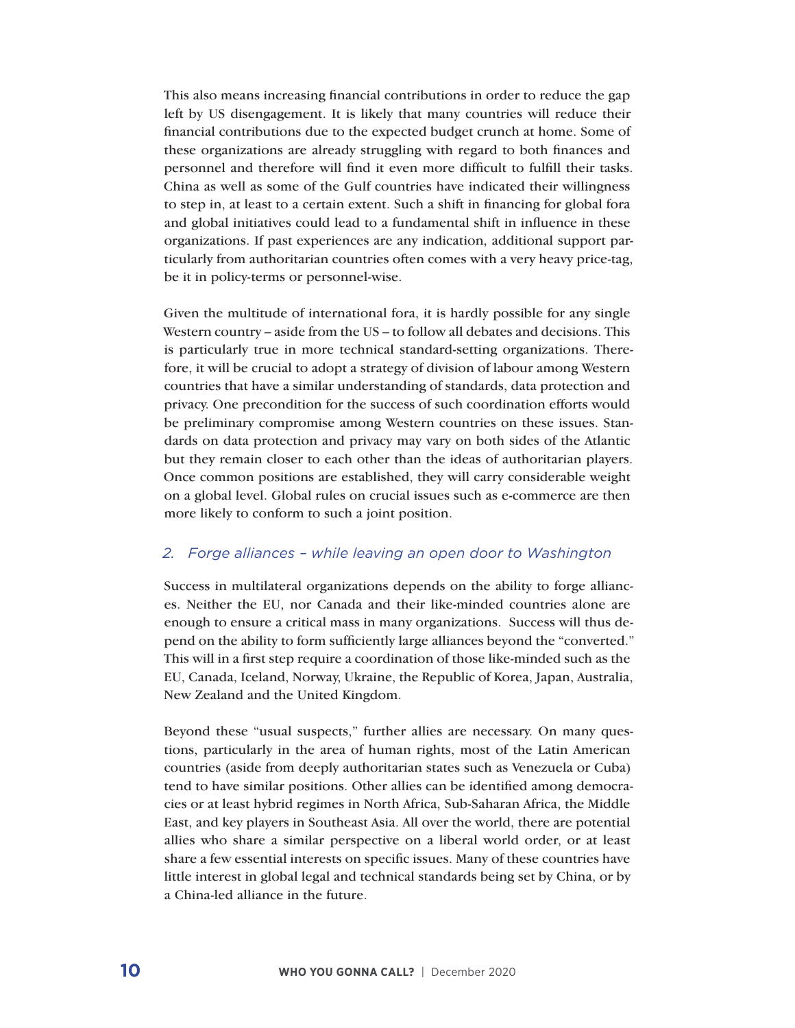This also means increasing financial contributions in order to reduce the gap left by US disengagement. It is likely that many countries will reduce their financial contributions due to the expected budget crunch at home. Some of these organizations are already struggling with regard to both finances and personnel and therefore will find it even more difficult to fulfill their tasks. China as well as some of the Gulf countries have indicated their willingness to step in, at least to a certain extent. Such a shift in financing for global fora and global initiatives could lead to a fundamental shift in influence in these organizations. If past experiences are any indication, additional support particularly from authoritarian countries often comes with a very heavy price-tag, be it in policy-terms or personnel-wise.

Given the multitude of international fora, it is hardly possible for any single Western country – aside from the US – to follow all debates and decisions. This is particularly true in more technical standard-setting organizations. Therefore, it will be crucial to adopt a strategy of division of labour among Western countries that have a similar understanding of standards, data protection and privacy. One precondition for the success of such coordination efforts would be preliminary compromise among Western countries on these issues. Standards on data protection and privacy may vary on both sides of the Atlantic but they remain closer to each other than the ideas of authoritarian players. Once common positions are established, they will carry considerable weight on a global level. Global rules on crucial issues such as e-commerce are then more likely to conform to such a joint position.

### *2. Forge alliances – while leaving an open door to Washington*

Success in multilateral organizations depends on the ability to forge alliances. Neither the EU, nor Canada and their like-minded countries alone are enough to ensure a critical mass in many organizations. Success will thus depend on the ability to form sufficiently large alliances beyond the "converted." This will in a first step require a coordination of those like-minded such as the EU, Canada, Iceland, Norway, Ukraine, the Republic of Korea, Japan, Australia, New Zealand and the United Kingdom.

Beyond these "usual suspects," further allies are necessary. On many questions, particularly in the area of human rights, most of the Latin American countries (aside from deeply authoritarian states such as Venezuela or Cuba) tend to have similar positions. Other allies can be identified among democracies or at least hybrid regimes in North Africa, Sub-Saharan Africa, the Middle East, and key players in Southeast Asia. All over the world, there are potential allies who share a similar perspective on a liberal world order, or at least share a few essential interests on specific issues. Many of these countries have little interest in global legal and technical standards being set by China, or by a China-led alliance in the future.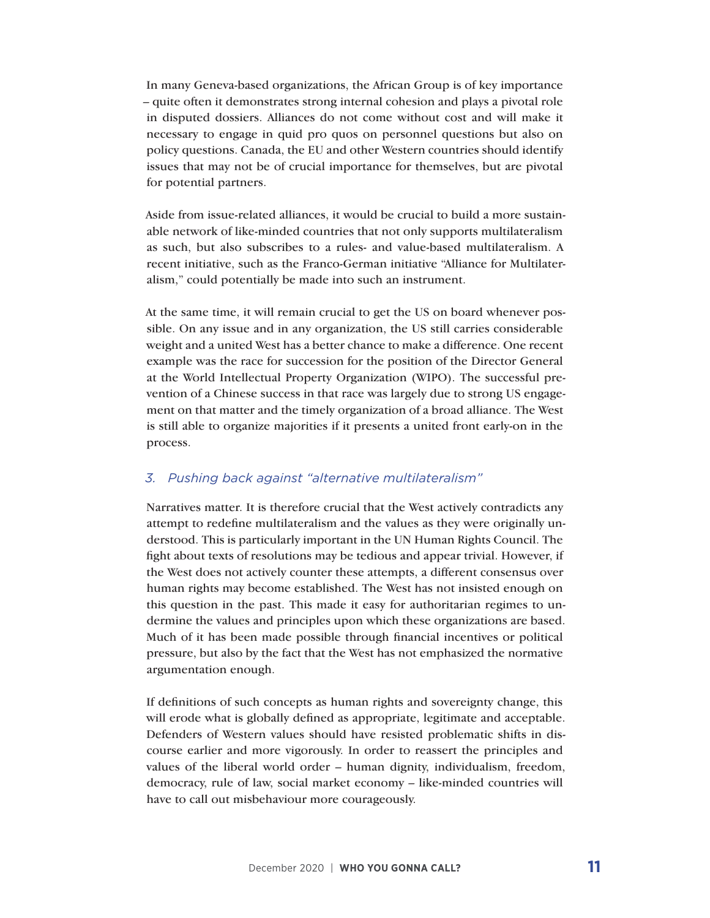In many Geneva-based organizations, the African Group is of key importance – quite often it demonstrates strong internal cohesion and plays a pivotal role in disputed dossiers. Alliances do not come without cost and will make it necessary to engage in quid pro quos on personnel questions but also on policy questions. Canada, the EU and other Western countries should identify issues that may not be of crucial importance for themselves, but are pivotal for potential partners.

Aside from issue-related alliances, it would be crucial to build a more sustainable network of like-minded countries that not only supports multilateralism as such, but also subscribes to a rules- and value-based multilateralism. A recent initiative, such as the Franco-German initiative "Alliance for Multilateralism," could potentially be made into such an instrument.

At the same time, it will remain crucial to get the US on board whenever possible. On any issue and in any organization, the US still carries considerable weight and a united West has a better chance to make a difference. One recent example was the race for succession for the position of the Director General at the World Intellectual Property Organization (WIPO). The successful prevention of a Chinese success in that race was largely due to strong US engagement on that matter and the timely organization of a broad alliance. The West is still able to organize majorities if it presents a united front early-on in the process.

### *3. Pushing back against "alternative multilateralism"*

Narratives matter. It is therefore crucial that the West actively contradicts any attempt to redefine multilateralism and the values as they were originally understood. This is particularly important in the UN Human Rights Council. The fight about texts of resolutions may be tedious and appear trivial. However, if the West does not actively counter these attempts, a different consensus over human rights may become established. The West has not insisted enough on this question in the past. This made it easy for authoritarian regimes to undermine the values and principles upon which these organizations are based. Much of it has been made possible through financial incentives or political pressure, but also by the fact that the West has not emphasized the normative argumentation enough.

If definitions of such concepts as human rights and sovereignty change, this will erode what is globally defined as appropriate, legitimate and acceptable. Defenders of Western values should have resisted problematic shifts in discourse earlier and more vigorously. In order to reassert the principles and values of the liberal world order – human dignity, individualism, freedom, democracy, rule of law, social market economy – like-minded countries will have to call out misbehaviour more courageously.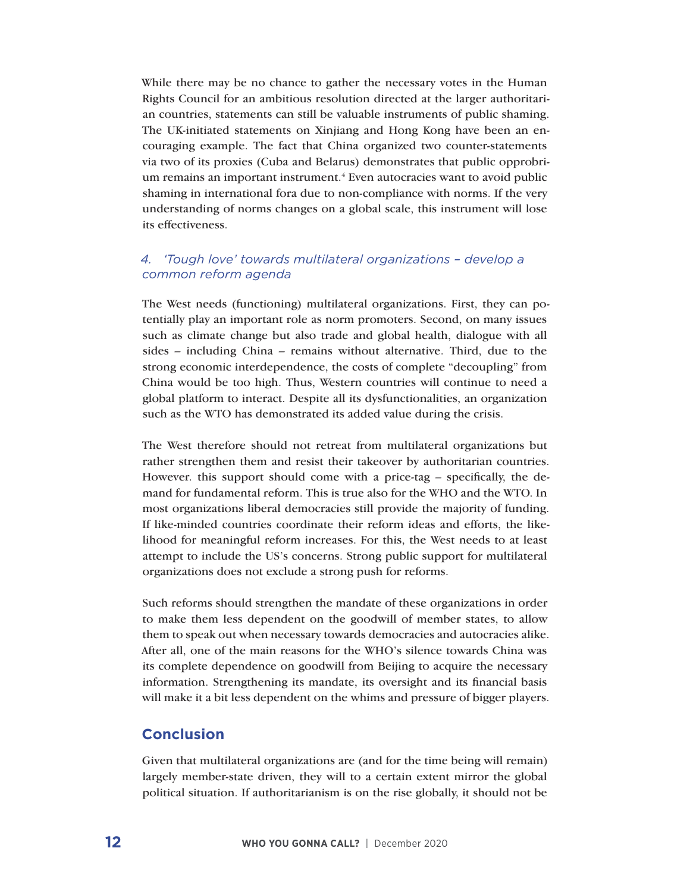While there may be no chance to gather the necessary votes in the Human Rights Council for an ambitious resolution directed at the larger authoritarian countries, statements can still be valuable instruments of public shaming. The UK-initiated statements on Xinjiang and Hong Kong have been an encouraging example. The fact that China organized two counter-statements via two of its proxies (Cuba and Belarus) demonstrates that public opprobrium remains an important instrument.[4] Even autocracies want to avoid public shaming in international fora due to non-compliance with norms. If the very understanding of norms changes on a global scale, this instrument will lose its effectiveness.

### *4. 'Tough love' towards multilateral organizations – develop a common reform agenda*

The West needs (functioning) multilateral organizations. First, they can potentially play an important role as norm promoters. Second, on many issues such as climate change but also trade and global health, dialogue with all sides – including China – remains without alternative. Third, due to the strong economic interdependence, the costs of complete "decoupling" from China would be too high. Thus, Western countries will continue to need a global platform to interact. Despite all its dysfunctionalities, an organization such as the WTO has demonstrated its added value during the crisis.

The West therefore should not retreat from multilateral organizations but rather strengthen them and resist their takeover by authoritarian countries. However. this support should come with a price-tag – specifically, the demand for fundamental reform. This is true also for the WHO and the WTO. In most organizations liberal democracies still provide the majority of funding. If like-minded countries coordinate their reform ideas and efforts, the likelihood for meaningful reform increases. For this, the West needs to at least attempt to include the US's concerns. Strong public support for multilateral organizations does not exclude a strong push for reforms.

Such reforms should strengthen the mandate of these organizations in order to make them less dependent on the goodwill of member states, to allow them to speak out when necessary towards democracies and autocracies alike. After all, one of the main reasons for the WHO's silence towards China was its complete dependence on goodwill from Beijing to acquire the necessary information. Strengthening its mandate, its oversight and its financial basis will make it a bit less dependent on the whims and pressure of bigger players.

## Conclusion

Given that multilateral organizations are (and for the time being will remain) largely member-state driven, they will to a certain extent mirror the global political situation. If authoritarianism is on the rise globally, it should not be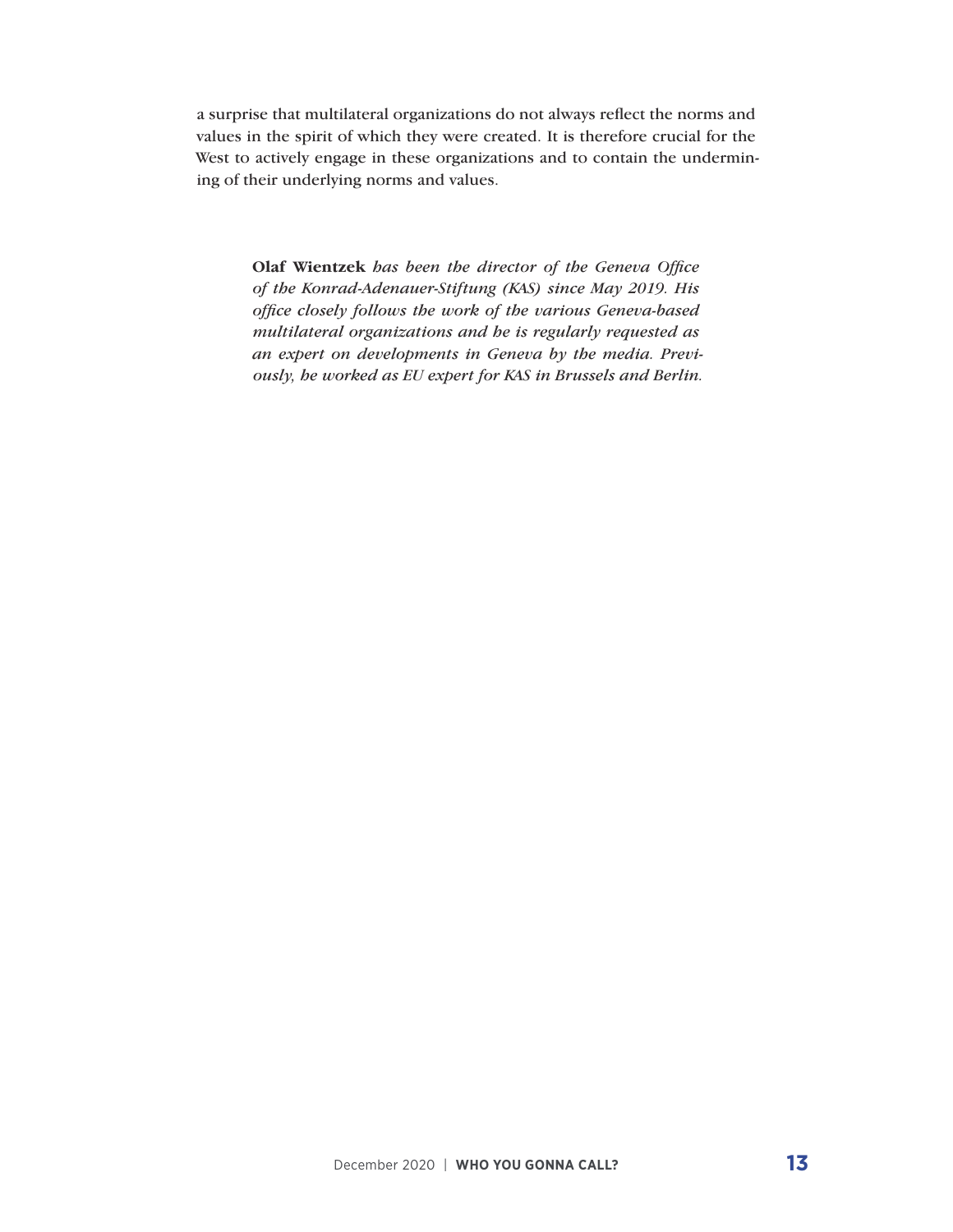a surprise that multilateral organizations do not always reflect the norms and values in the spirit of which they were created. It is therefore crucial for the West to actively engage in these organizations and to contain the undermining of their underlying norms and values.

**Olaf Wientzek** *has been the director of the Geneva Office of the Konrad-Adenauer-Stiftung (KAS) since May 2019. His office closely follows the work of the various Geneva-based multilateral organizations and he is regularly requested as an expert on developments in Geneva by the media. Previously, he worked as EU expert for KAS in Brussels and Berlin.*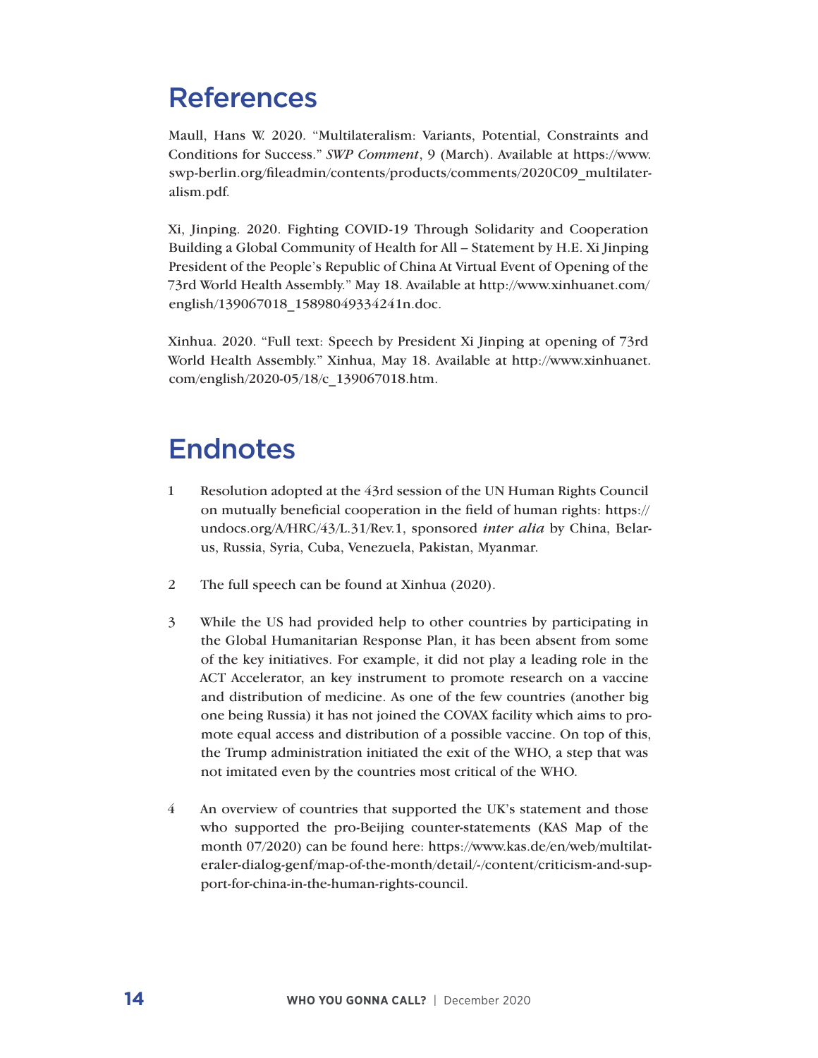# References

Maull, Hans W. 2020. "Multilateralism: Variants, Potential, Constraints and Conditions for Success." *SWP Comment*, 9 (March). Available at https://www.swp-berlin.org/fileadmin/contents/products/comments/2020C09_multilateralism.pdf.

Xi, Jinping. 2020. Fighting COVID-19 Through Solidarity and Cooperation Building a Global Community of Health for All – Statement by H.E. Xi Jinping President of the People's Republic of China At Virtual Event of Opening of the 73rd World Health Assembly." May 18. Available at http://www.xinhuanet.com/english/139067018_15898049334241n.doc.

Xinhua. 2020. "Full text: Speech by President Xi Jinping at opening of 73rd World Health Assembly." Xinhua, May 18. Available at http://www.xinhuanet.com/english/2020-05/18/c_139067018.htm.

# Endnotes

1 Resolution adopted at the 43rd session of the UN Human Rights Council on mutually beneficial cooperation in the field of human rights: https://undocs.org/A/HRC/43/L.31/Rev.1, sponsored *inter alia* by China, Belarus, Russia, Syria, Cuba, Venezuela, Pakistan, Myanmar.

2 The full speech can be found at Xinhua (2020).

3 While the US had provided help to other countries by participating in the Global Humanitarian Response Plan, it has been absent from some of the key initiatives. For example, it did not play a leading role in the ACT Accelerator, an key instrument to promote research on a vaccine and distribution of medicine. As one of the few countries (another big one being Russia) it has not joined the COVAX facility which aims to promote equal access and distribution of a possible vaccine. On top of this, the Trump administration initiated the exit of the WHO, a step that was not imitated even by the countries most critical of the WHO.

4 An overview of countries that supported the UK's statement and those who supported the pro-Beijing counter-statements (KAS Map of the month 07/2020) can be found here: https://www.kas.de/en/web/multilateraler-dialog-genf/map-of-the-month/detail/-/content/criticism-and-support-for-china-in-the-human-rights-council.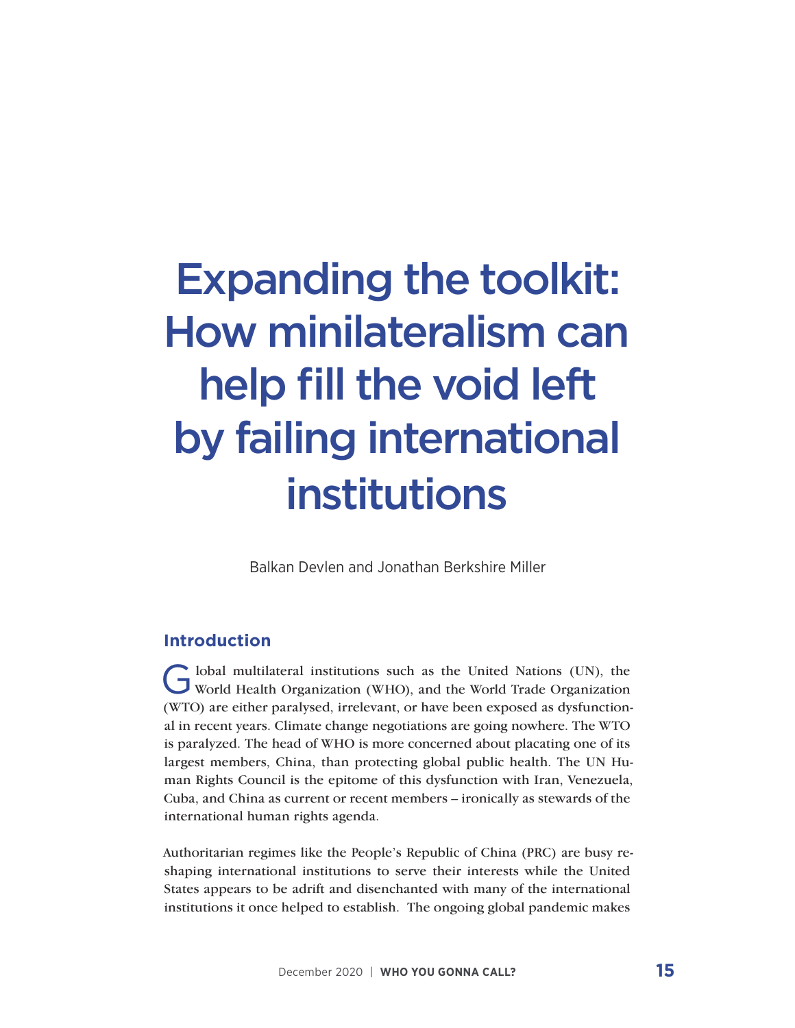# Expanding the toolkit: How minilateralism can help fill the void left by failing international institutions

Balkan Devlen and Jonathan Berkshire Miller

## Introduction

Global multilateral institutions such as the United Nations (UN), the World Health Organization (WHO), and the World Trade Organization (WTO) are either paralysed, irrelevant, or have been exposed as dysfunctional in recent years. Climate change negotiations are going nowhere. The WTO is paralyzed. The head of WHO is more concerned about placating one of its largest members, China, than protecting global public health. The UN Human Rights Council is the epitome of this dysfunction with Iran, Venezuela, Cuba, and China as current or recent members – ironically as stewards of the international human rights agenda.

Authoritarian regimes like the People's Republic of China (PRC) are busy reshaping international institutions to serve their interests while the United States appears to be adrift and disenchanted with many of the international institutions it once helped to establish. The ongoing global pandemic makes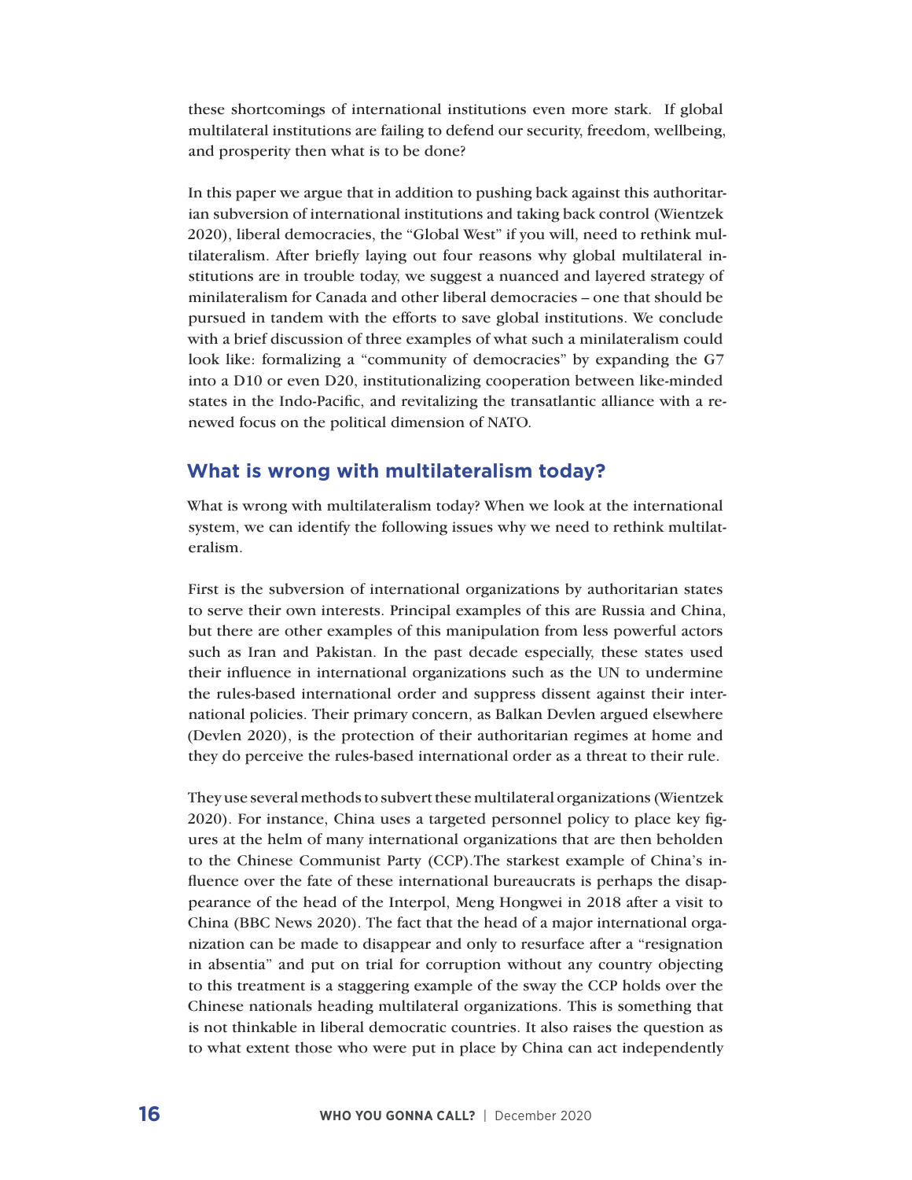these shortcomings of international institutions even more stark. If global multilateral institutions are failing to defend our security, freedom, wellbeing, and prosperity then what is to be done?

In this paper we argue that in addition to pushing back against this authoritarian subversion of international institutions and taking back control (Wientzek 2020), liberal democracies, the "Global West" if you will, need to rethink multilateralism. After briefly laying out four reasons why global multilateral institutions are in trouble today, we suggest a nuanced and layered strategy of minilateralism for Canada and other liberal democracies – one that should be pursued in tandem with the efforts to save global institutions. We conclude with a brief discussion of three examples of what such a minilateralism could look like: formalizing a "community of democracies" by expanding the G7 into a D10 or even D20, institutionalizing cooperation between like-minded states in the Indo-Pacific, and revitalizing the transatlantic alliance with a renewed focus on the political dimension of NATO.

## What is wrong with multilateralism today?

What is wrong with multilateralism today? When we look at the international system, we can identify the following issues why we need to rethink multilateralism.

First is the subversion of international organizations by authoritarian states to serve their own interests. Principal examples of this are Russia and China, but there are other examples of this manipulation from less powerful actors such as Iran and Pakistan. In the past decade especially, these states used their influence in international organizations such as the UN to undermine the rules-based international order and suppress dissent against their international policies. Their primary concern, as Balkan Devlen argued elsewhere (Devlen 2020), is the protection of their authoritarian regimes at home and they do perceive the rules-based international order as a threat to their rule.

They use several methods to subvert these multilateral organizations (Wientzek 2020). For instance, China uses a targeted personnel policy to place key figures at the helm of many international organizations that are then beholden to the Chinese Communist Party (CCP).The starkest example of China's influence over the fate of these international bureaucrats is perhaps the disappearance of the head of the Interpol, Meng Hongwei in 2018 after a visit to China (BBC News 2020). The fact that the head of a major international organization can be made to disappear and only to resurface after a "resignation in absentia" and put on trial for corruption without any country objecting to this treatment is a staggering example of the sway the CCP holds over the Chinese nationals heading multilateral organizations. This is something that is not thinkable in liberal democratic countries. It also raises the question as to what extent those who were put in place by China can act independently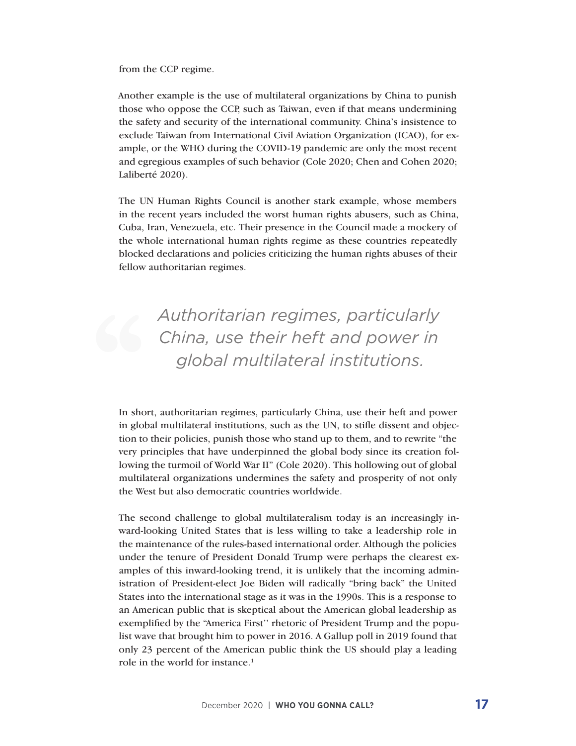from the CCP regime.

Another example is the use of multilateral organizations by China to punish those who oppose the CCP, such as Taiwan, even if that means undermining the safety and security of the international community. China's insistence to exclude Taiwan from International Civil Aviation Organization (ICAO), for example, or the WHO during the COVID-19 pandemic are only the most recent and egregious examples of such behavior (Cole 2020; Chen and Cohen 2020; Laliberté 2020).

The UN Human Rights Council is another stark example, whose members in the recent years included the worst human rights abusers, such as China, Cuba, Iran, Venezuela, etc. Their presence in the Council made a mockery of the whole international human rights regime as these countries repeatedly blocked declarations and policies criticizing the human rights abuses of their fellow authoritarian regimes.

> *Authoritarian regimes, particularly China, use their heft and power in global multilateral institutions.*

In short, authoritarian regimes, particularly China, use their heft and power in global multilateral institutions, such as the UN, to stifle dissent and objection to their policies, punish those who stand up to them, and to rewrite "the very principles that have underpinned the global body since its creation following the turmoil of World War II" (Cole 2020). This hollowing out of global multilateral organizations undermines the safety and prosperity of not only the West but also democratic countries worldwide.

The second challenge to global multilateralism today is an increasingly inward-looking United States that is less willing to take a leadership role in the maintenance of the rules-based international order. Although the policies under the tenure of President Donald Trump were perhaps the clearest examples of this inward-looking trend, it is unlikely that the incoming administration of President-elect Joe Biden will radically "bring back" the United States into the international stage as it was in the 1990s. This is a response to an American public that is skeptical about the American global leadership as exemplified by the "America First'' rhetoric of President Trump and the populist wave that brought him to power in 2016. A Gallup poll in 2019 found that only 23 percent of the American public think the US should play a leading role in the world for instance.[1]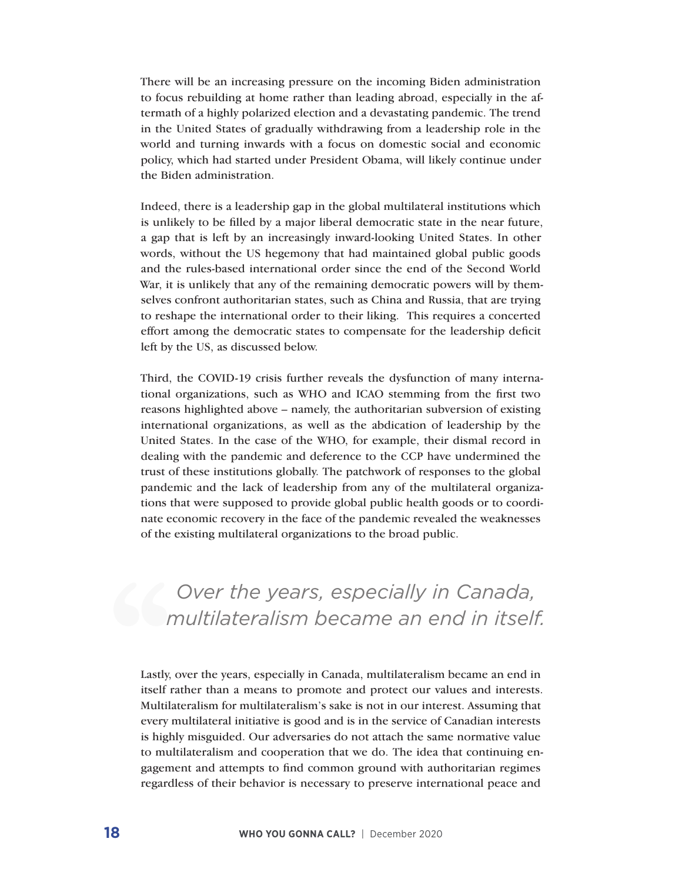There will be an increasing pressure on the incoming Biden administration to focus rebuilding at home rather than leading abroad, especially in the aftermath of a highly polarized election and a devastating pandemic. The trend in the United States of gradually withdrawing from a leadership role in the world and turning inwards with a focus on domestic social and economic policy, which had started under President Obama, will likely continue under the Biden administration.

Indeed, there is a leadership gap in the global multilateral institutions which is unlikely to be filled by a major liberal democratic state in the near future, a gap that is left by an increasingly inward-looking United States. In other words, without the US hegemony that had maintained global public goods and the rules-based international order since the end of the Second World War, it is unlikely that any of the remaining democratic powers will by themselves confront authoritarian states, such as China and Russia, that are trying to reshape the international order to their liking. This requires a concerted effort among the democratic states to compensate for the leadership deficit left by the US, as discussed below.

Third, the COVID-19 crisis further reveals the dysfunction of many international organizations, such as WHO and ICAO stemming from the first two reasons highlighted above – namely, the authoritarian subversion of existing international organizations, as well as the abdication of leadership by the United States. In the case of the WHO, for example, their dismal record in dealing with the pandemic and deference to the CCP have undermined the trust of these institutions globally. The patchwork of responses to the global pandemic and the lack of leadership from any of the multilateral organizations that were supposed to provide global public health goods or to coordinate economic recovery in the face of the pandemic revealed the weaknesses of the existing multilateral organizations to the broad public.

> *Over the years, especially in Canada, multilateralism became an end in itself.*

Lastly, over the years, especially in Canada, multilateralism became an end in itself rather than a means to promote and protect our values and interests. Multilateralism for multilateralism's sake is not in our interest. Assuming that every multilateral initiative is good and is in the service of Canadian interests is highly misguided. Our adversaries do not attach the same normative value to multilateralism and cooperation that we do. The idea that continuing engagement and attempts to find common ground with authoritarian regimes regardless of their behavior is necessary to preserve international peace and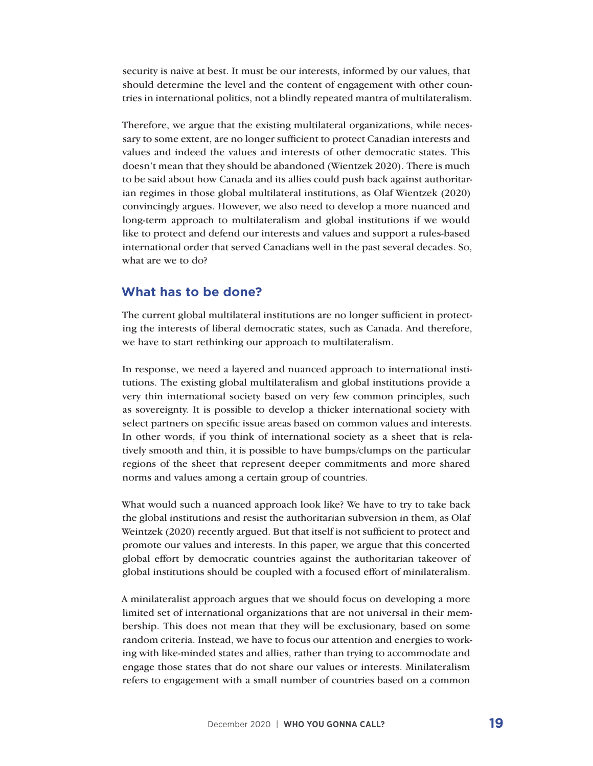security is naive at best. It must be our interests, informed by our values, that should determine the level and the content of engagement with other countries in international politics, not a blindly repeated mantra of multilateralism.

Therefore, we argue that the existing multilateral organizations, while necessary to some extent, are no longer sufficient to protect Canadian interests and values and indeed the values and interests of other democratic states. This doesn't mean that they should be abandoned (Wientzek 2020). There is much to be said about how Canada and its allies could push back against authoritarian regimes in those global multilateral institutions, as Olaf Wientzek (2020) convincingly argues. However, we also need to develop a more nuanced and long-term approach to multilateralism and global institutions if we would like to protect and defend our interests and values and support a rules-based international order that served Canadians well in the past several decades. So, what are we to do?

## What has to be done?

The current global multilateral institutions are no longer sufficient in protecting the interests of liberal democratic states, such as Canada. And therefore, we have to start rethinking our approach to multilateralism.

In response, we need a layered and nuanced approach to international institutions. The existing global multilateralism and global institutions provide a very thin international society based on very few common principles, such as sovereignty. It is possible to develop a thicker international society with select partners on specific issue areas based on common values and interests. In other words, if you think of international society as a sheet that is relatively smooth and thin, it is possible to have bumps/clumps on the particular regions of the sheet that represent deeper commitments and more shared norms and values among a certain group of countries.

What would such a nuanced approach look like? We have to try to take back the global institutions and resist the authoritarian subversion in them, as Olaf Weintzek (2020) recently argued. But that itself is not sufficient to protect and promote our values and interests. In this paper, we argue that this concerted global effort by democratic countries against the authoritarian takeover of global institutions should be coupled with a focused effort of minilateralism.

A minilateralist approach argues that we should focus on developing a more limited set of international organizations that are not universal in their membership. This does not mean that they will be exclusionary, based on some random criteria. Instead, we have to focus our attention and energies to working with like-minded states and allies, rather than trying to accommodate and engage those states that do not share our values or interests. Minilateralism refers to engagement with a small number of countries based on a common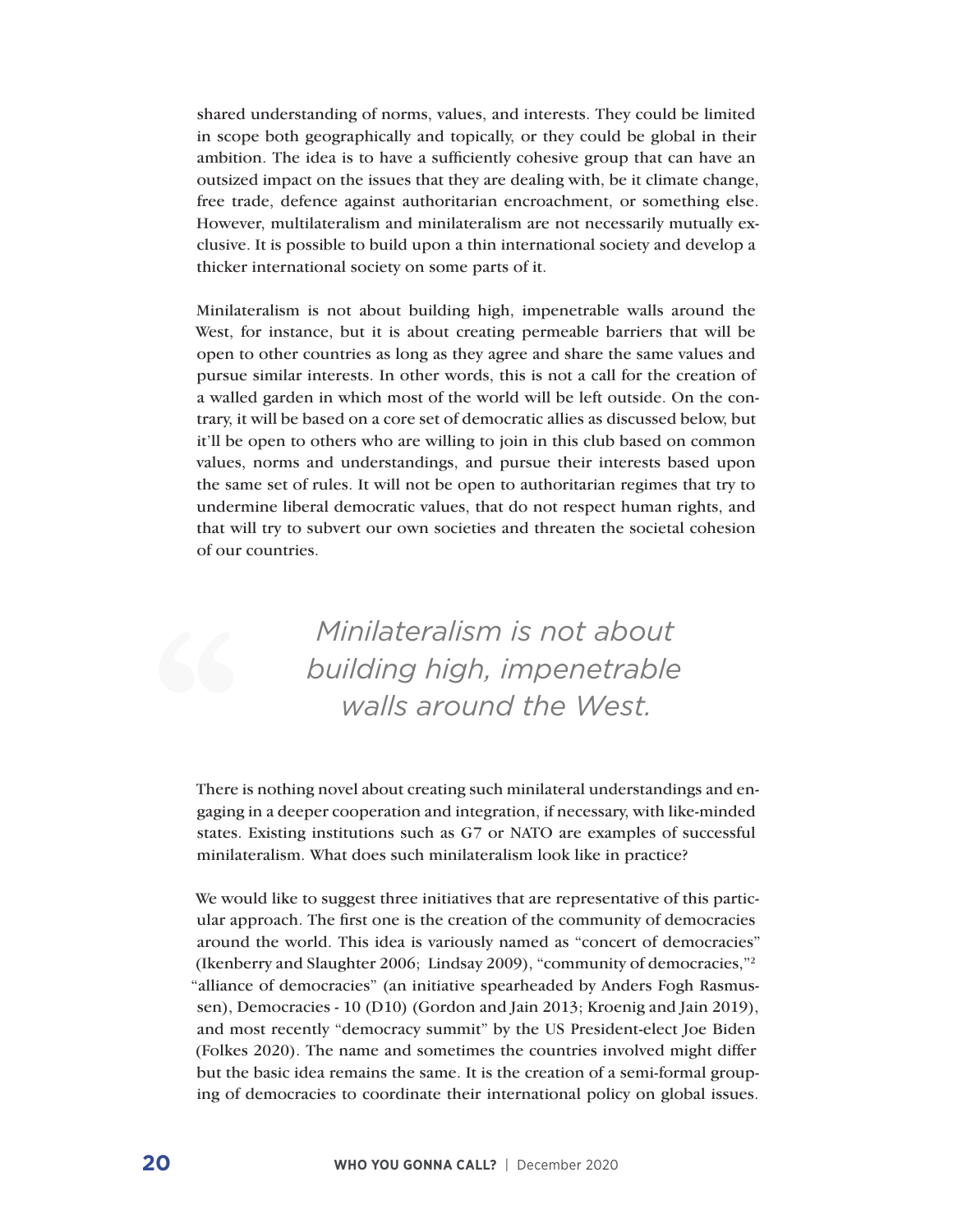shared understanding of norms, values, and interests. They could be limited in scope both geographically and topically, or they could be global in their ambition. The idea is to have a sufficiently cohesive group that can have an outsized impact on the issues that they are dealing with, be it climate change, free trade, defence against authoritarian encroachment, or something else. However, multilateralism and minilateralism are not necessarily mutually exclusive. It is possible to build upon a thin international society and develop a thicker international society on some parts of it.

Minilateralism is not about building high, impenetrable walls around the West, for instance, but it is about creating permeable barriers that will be open to other countries as long as they agree and share the same values and pursue similar interests. In other words, this is not a call for the creation of a walled garden in which most of the world will be left outside. On the contrary, it will be based on a core set of democratic allies as discussed below, but it'll be open to others who are willing to join in this club based on common values, norms and understandings, and pursue their interests based upon the same set of rules. It will not be open to authoritarian regimes that try to undermine liberal democratic values, that do not respect human rights, and that will try to subvert our own societies and threaten the societal cohesion of our countries.

> *Minilateralism is not about building high, impenetrable walls around the West.*

There is nothing novel about creating such minilateral understandings and engaging in a deeper cooperation and integration, if necessary, with like-minded states. Existing institutions such as G7 or NATO are examples of successful minilateralism. What does such minilateralism look like in practice?

We would like to suggest three initiatives that are representative of this particular approach. The first one is the creation of the community of democracies around the world. This idea is variously named as "concert of democracies" (Ikenberry and Slaughter 2006; Lindsay 2009), "community of democracies,"[2] "alliance of democracies" (an initiative spearheaded by Anders Fogh Rasmussen), Democracies - 10 (D10) (Gordon and Jain 2013; Kroenig and Jain 2019), and most recently "democracy summit" by the US President-elect Joe Biden (Folkes 2020). The name and sometimes the countries involved might differ but the basic idea remains the same. It is the creation of a semi-formal grouping of democracies to coordinate their international policy on global issues.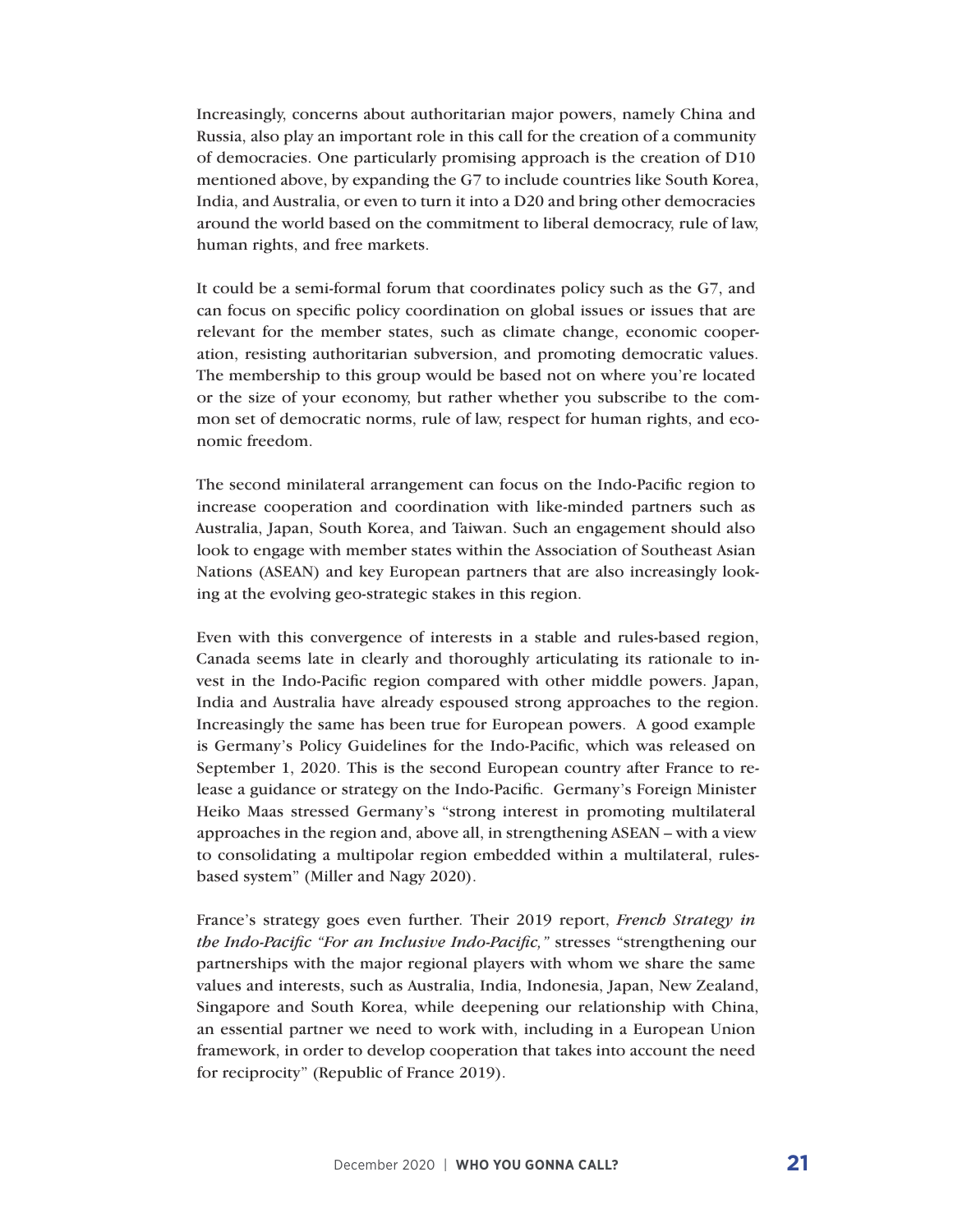Increasingly, concerns about authoritarian major powers, namely China and Russia, also play an important role in this call for the creation of a community of democracies. One particularly promising approach is the creation of D10 mentioned above, by expanding the G7 to include countries like South Korea, India, and Australia, or even to turn it into a D20 and bring other democracies around the world based on the commitment to liberal democracy, rule of law, human rights, and free markets.

It could be a semi-formal forum that coordinates policy such as the G7, and can focus on specific policy coordination on global issues or issues that are relevant for the member states, such as climate change, economic cooperation, resisting authoritarian subversion, and promoting democratic values. The membership to this group would be based not on where you're located or the size of your economy, but rather whether you subscribe to the common set of democratic norms, rule of law, respect for human rights, and economic freedom.

The second minilateral arrangement can focus on the Indo-Pacific region to increase cooperation and coordination with like-minded partners such as Australia, Japan, South Korea, and Taiwan. Such an engagement should also look to engage with member states within the Association of Southeast Asian Nations (ASEAN) and key European partners that are also increasingly looking at the evolving geo-strategic stakes in this region.

Even with this convergence of interests in a stable and rules-based region, Canada seems late in clearly and thoroughly articulating its rationale to invest in the Indo-Pacific region compared with other middle powers. Japan, India and Australia have already espoused strong approaches to the region. Increasingly the same has been true for European powers. A good example is Germany's Policy Guidelines for the Indo-Pacific, which was released on September 1, 2020. This is the second European country after France to release a guidance or strategy on the Indo-Pacific. Germany's Foreign Minister Heiko Maas stressed Germany's "strong interest in promoting multilateral approaches in the region and, above all, in strengthening ASEAN – with a view to consolidating a multipolar region embedded within a multilateral, rules-based system" (Miller and Nagy 2020).

France's strategy goes even further. Their 2019 report, *French Strategy in the Indo-Pacific "For an Inclusive Indo-Pacific,"* stresses "strengthening our partnerships with the major regional players with whom we share the same values and interests, such as Australia, India, Indonesia, Japan, New Zealand, Singapore and South Korea, while deepening our relationship with China, an essential partner we need to work with, including in a European Union framework, in order to develop cooperation that takes into account the need for reciprocity" (Republic of France 2019).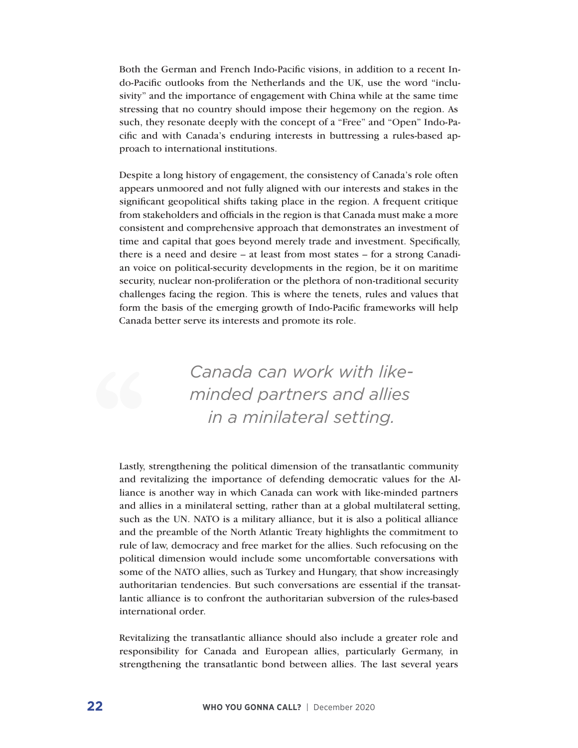Both the German and French Indo-Pacific visions, in addition to a recent Indo-Pacific outlooks from the Netherlands and the UK, use the word "inclusivity" and the importance of engagement with China while at the same time stressing that no country should impose their hegemony on the region. As such, they resonate deeply with the concept of a "Free" and "Open" Indo-Pacific and with Canada's enduring interests in buttressing a rules-based approach to international institutions.

Despite a long history of engagement, the consistency of Canada's role often appears unmoored and not fully aligned with our interests and stakes in the significant geopolitical shifts taking place in the region. A frequent critique from stakeholders and officials in the region is that Canada must make a more consistent and comprehensive approach that demonstrates an investment of time and capital that goes beyond merely trade and investment. Specifically, there is a need and desire – at least from most states – for a strong Canadian voice on political-security developments in the region, be it on maritime security, nuclear non-proliferation or the plethora of non-traditional security challenges facing the region. This is where the tenets, rules and values that form the basis of the emerging growth of Indo-Pacific frameworks will help Canada better serve its interests and promote its role.

> *Canada can work with like-minded partners and allies in a minilateral setting.*

Lastly, strengthening the political dimension of the transatlantic community and revitalizing the importance of defending democratic values for the Alliance is another way in which Canada can work with like-minded partners and allies in a minilateral setting, rather than at a global multilateral setting, such as the UN. NATO is a military alliance, but it is also a political alliance and the preamble of the North Atlantic Treaty highlights the commitment to rule of law, democracy and free market for the allies. Such refocusing on the political dimension would include some uncomfortable conversations with some of the NATO allies, such as Turkey and Hungary, that show increasingly authoritarian tendencies. But such conversations are essential if the transatlantic alliance is to confront the authoritarian subversion of the rules-based international order.

Revitalizing the transatlantic alliance should also include a greater role and responsibility for Canada and European allies, particularly Germany, in strengthening the transatlantic bond between allies. The last several years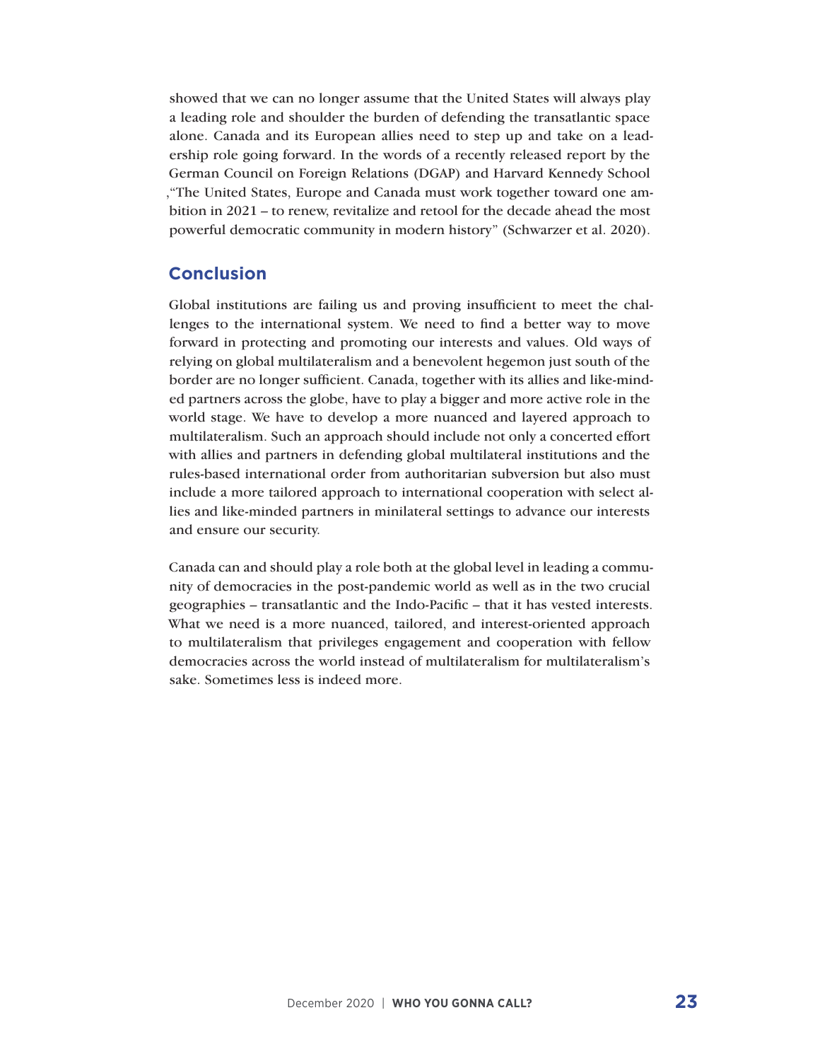showed that we can no longer assume that the United States will always play a leading role and shoulder the burden of defending the transatlantic space alone. Canada and its European allies need to step up and take on a leadership role going forward. In the words of a recently released report by the German Council on Foreign Relations (DGAP) and Harvard Kennedy School ,"The United States, Europe and Canada must work together toward one ambition in 2021 – to renew, revitalize and retool for the decade ahead the most powerful democratic community in modern history" (Schwarzer et al. 2020).

## Conclusion

Global institutions are failing us and proving insufficient to meet the challenges to the international system. We need to find a better way to move forward in protecting and promoting our interests and values. Old ways of relying on global multilateralism and a benevolent hegemon just south of the border are no longer sufficient. Canada, together with its allies and like-minded partners across the globe, have to play a bigger and more active role in the world stage. We have to develop a more nuanced and layered approach to multilateralism. Such an approach should include not only a concerted effort with allies and partners in defending global multilateral institutions and the rules-based international order from authoritarian subversion but also must include a more tailored approach to international cooperation with select allies and like-minded partners in minilateral settings to advance our interests and ensure our security.

Canada can and should play a role both at the global level in leading a community of democracies in the post-pandemic world as well as in the two crucial geographies – transatlantic and the Indo-Pacific – that it has vested interests. What we need is a more nuanced, tailored, and interest-oriented approach to multilateralism that privileges engagement and cooperation with fellow democracies across the world instead of multilateralism for multilateralism's sake. Sometimes less is indeed more.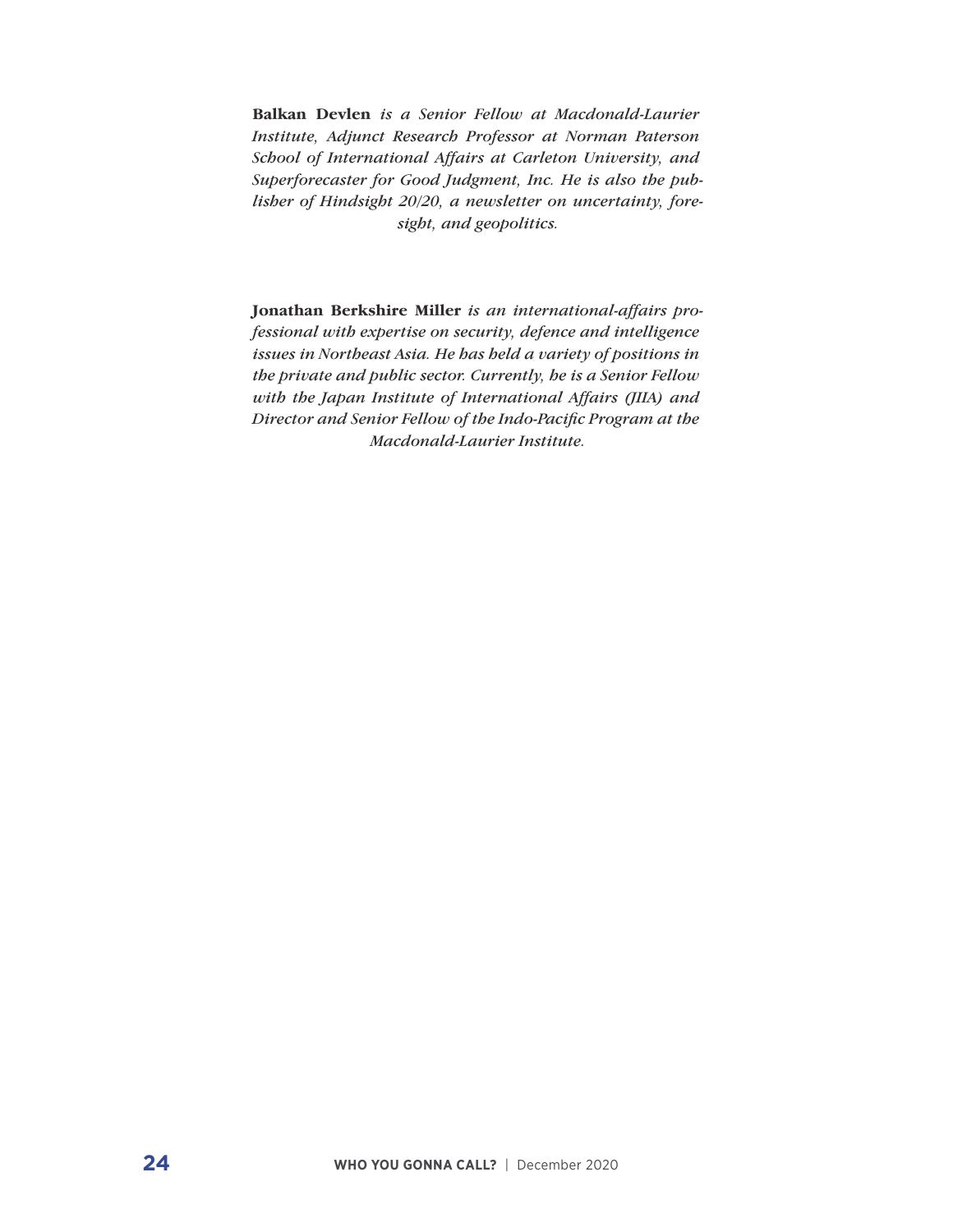**Balkan Devlen** *is a Senior Fellow at Macdonald-Laurier Institute, Adjunct Research Professor at Norman Paterson School of International Affairs at Carleton University, and Superforecaster for Good Judgment, Inc. He is also the publisher of Hindsight 20/20, a newsletter on uncertainty, foresight, and geopolitics.*

**Jonathan Berkshire Miller** *is an international-affairs professional with expertise on security, defence and intelligence issues in Northeast Asia. He has held a variety of positions in the private and public sector. Currently, he is a Senior Fellow with the Japan Institute of International Affairs (JIIA) and Director and Senior Fellow of the Indo-Pacific Program at the Macdonald-Laurier Institute.*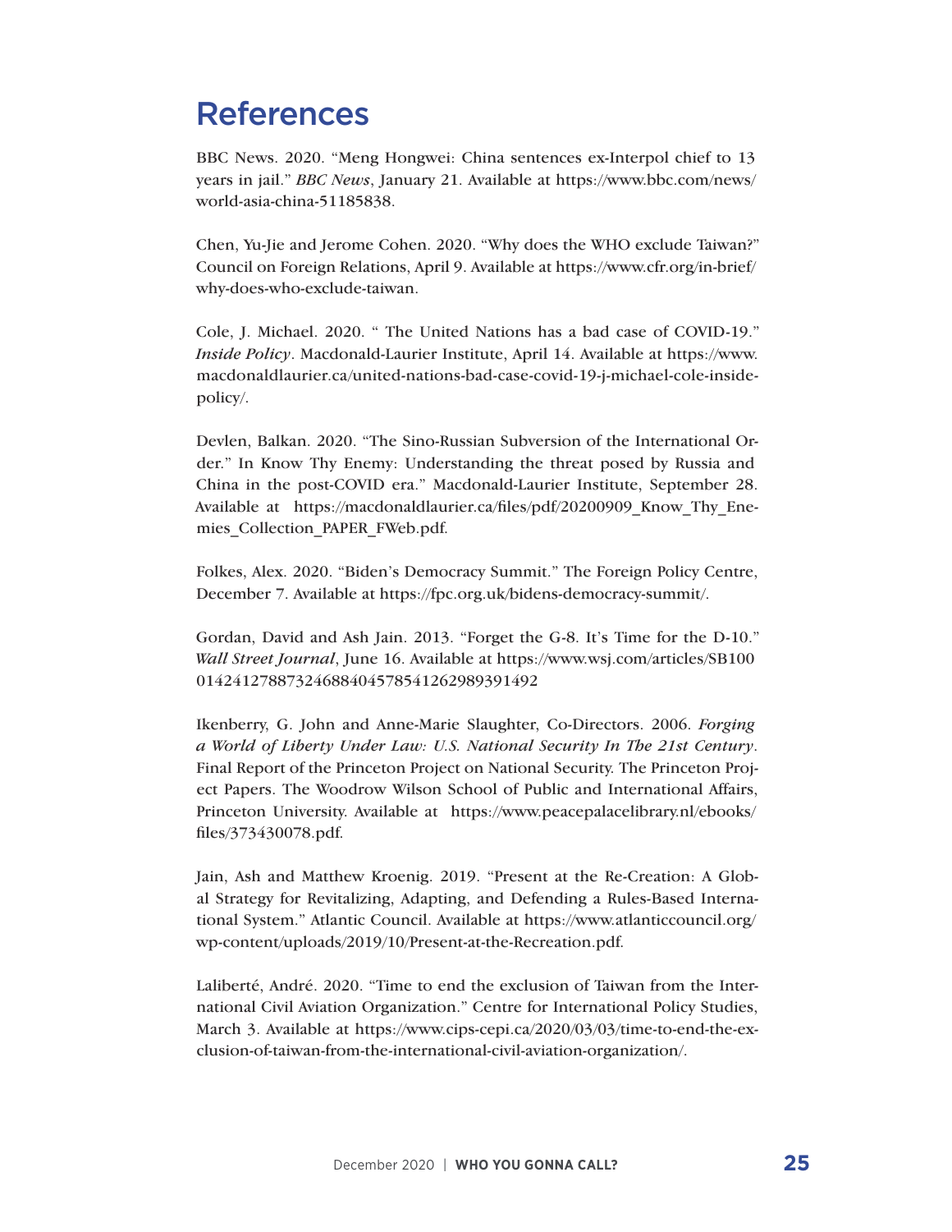# References

BBC News. 2020. "Meng Hongwei: China sentences ex-Interpol chief to 13 years in jail." *BBC News*, January 21. Available at https://www.bbc.com/news/world-asia-china-51185838.

Chen, Yu-Jie and Jerome Cohen. 2020. "Why does the WHO exclude Taiwan?" Council on Foreign Relations, April 9. Available at https://www.cfr.org/in-brief/why-does-who-exclude-taiwan.

Cole, J. Michael. 2020. " The United Nations has a bad case of COVID-19." *Inside Policy*. Macdonald-Laurier Institute, April 14. Available at https://www.macdonaldlaurier.ca/united-nations-bad-case-covid-19-j-michael-cole-inside-policy/.

Devlen, Balkan. 2020. "The Sino-Russian Subversion of the International Order." In Know Thy Enemy: Understanding the threat posed by Russia and China in the post-COVID era." Macdonald-Laurier Institute, September 28. Available at https://macdonaldlaurier.ca/files/pdf/20200909_Know_Thy_Enemies_Collection_PAPER_FWeb.pdf.

Folkes, Alex. 2020. "Biden's Democracy Summit." The Foreign Policy Centre, December 7. Available at https://fpc.org.uk/bidens-democracy-summit/.

Gordan, David and Ash Jain. 2013. "Forget the G-8. It's Time for the D-10." *Wall Street Journal*, June 16. Available at https://www.wsj.com/articles/SB10001424127887324688404578541262989391492

Ikenberry, G. John and Anne-Marie Slaughter, Co-Directors. 2006. *Forging a World of Liberty Under Law: U.S. National Security In The 21st Century*. Final Report of the Princeton Project on National Security. The Princeton Project Papers. The Woodrow Wilson School of Public and International Affairs, Princeton University. Available at https://www.peacepalacelibrary.nl/ebooks/files/373430078.pdf.

Jain, Ash and Matthew Kroenig. 2019. "Present at the Re-Creation: A Global Strategy for Revitalizing, Adapting, and Defending a Rules-Based International System." Atlantic Council. Available at https://www.atlanticcouncil.org/wp-content/uploads/2019/10/Present-at-the-Recreation.pdf.

Laliberté, André. 2020. "Time to end the exclusion of Taiwan from the International Civil Aviation Organization." Centre for International Policy Studies, March 3. Available at https://www.cips-cepi.ca/2020/03/03/time-to-end-the-exclusion-of-taiwan-from-the-international-civil-aviation-organization/.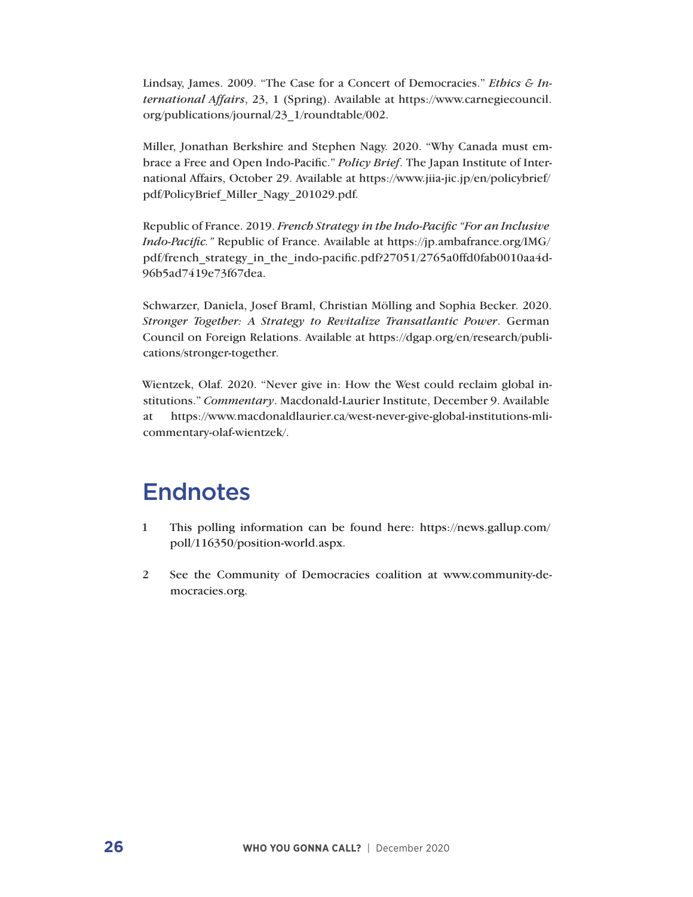Lindsay, James. 2009. "The Case for a Concert of Democracies." *Ethics & International Affairs*, 23, 1 (Spring). Available at https://www.carnegiecouncil.org/publications/journal/23_1/roundtable/002.

Miller, Jonathan Berkshire and Stephen Nagy. 2020. "Why Canada must embrace a Free and Open Indo-Pacific." *Policy Brief*. The Japan Institute of International Affairs, October 29. Available at https://www.jiia-jic.jp/en/policybrief/pdf/PolicyBrief_Miller_Nagy_201029.pdf.

Republic of France. 2019. *French Strategy in the Indo-Pacific "For an Inclusive Indo-Pacific."* Republic of France. Available at https://jp.ambafrance.org/IMG/pdf/french_strategy_in_the_indo-pacific.pdf?27051/2765a0ffd0fab0010aa4d96b5ad7419e73f67dea.

Schwarzer, Daniela, Josef Braml, Christian Mölling and Sophia Becker. 2020. *Stronger Together: A Strategy to Revitalize Transatlantic Power*. German Council on Foreign Relations. Available at https://dgap.org/en/research/publications/stronger-together.

Wientzek, Olaf. 2020. "Never give in: How the West could reclaim global institutions." *Commentary*. Macdonald-Laurier Institute, December 9. Available at https://www.macdonaldlaurier.ca/west-never-give-global-institutions-mli-commentary-olaf-wientzek/.

## Endnotes

1 This polling information can be found here: https://news.gallup.com/poll/116350/position-world.aspx.

2 See the Community of Democracies coalition at www.community-democracies.org.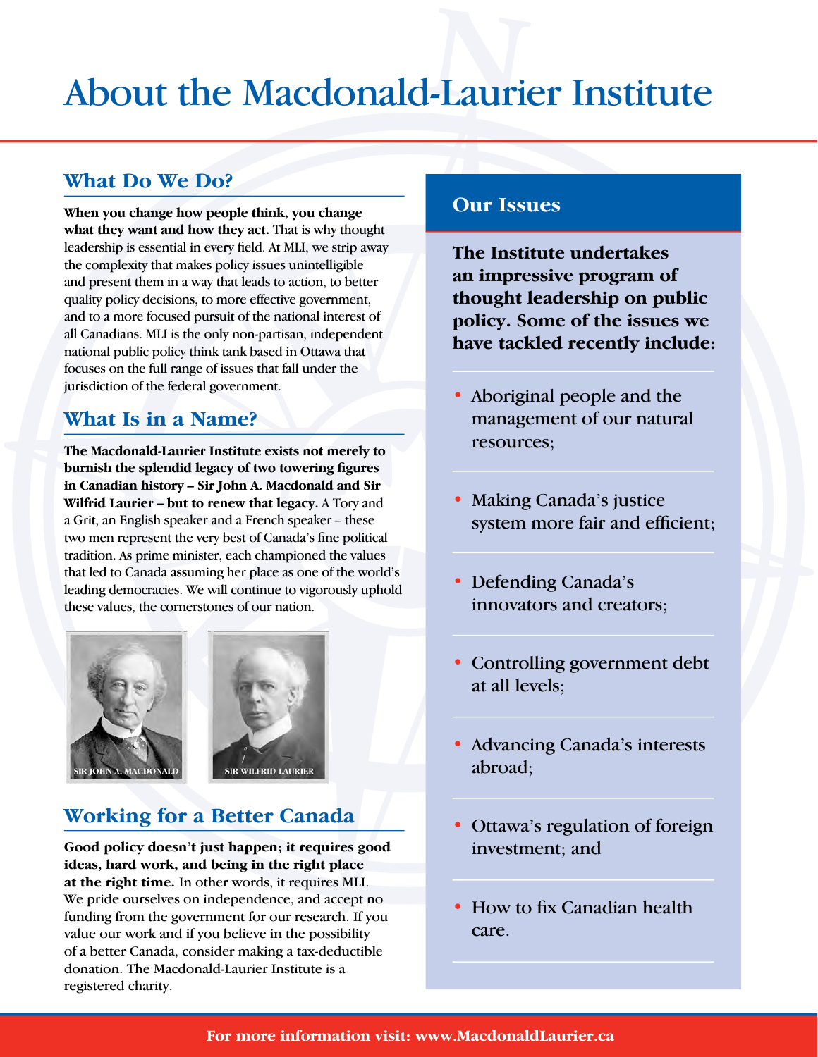# About the Macdonald-Laurier Institute

## What Do We Do?

**When you change how people think, you change what they want and how they act.** That is why thought leadership is essential in every field. At MLI, we strip away the complexity that makes policy issues unintelligible and present them in a way that leads to action, to better quality policy decisions, to more effective government, and to a more focused pursuit of the national interest of all Canadians. MLI is the only non-partisan, independent national public policy think tank based in Ottawa that focuses on the full range of issues that fall under the jurisdiction of the federal government.

## What Is in a Name?

**The Macdonald-Laurier Institute exists not merely to burnish the splendid legacy of two towering figures in Canadian history – Sir John A. Macdonald and Sir Wilfrid Laurier – but to renew that legacy.** A Tory and a Grit, an English speaker and a French speaker – these two men represent the very best of Canada's fine political tradition. As prime minister, each championed the values that led to Canada assuming her place as one of the world's leading democracies. We will continue to vigorously uphold these values, the cornerstones of our nation.

SIR JOHN A. MACDONALD

SIR WILFRID LAURIER

## Working for a Better Canada

**Good policy doesn't just happen; it requires good ideas, hard work, and being in the right place at the right time.** In other words, it requires MLI. We pride ourselves on independence, and accept no funding from the government for our research. If you value our work and if you believe in the possibility of a better Canada, consider making a tax-deductible donation. The Macdonald-Laurier Institute is a registered charity.

## Our Issues

**The Institute undertakes an impressive program of thought leadership on public policy. Some of the issues we have tackled recently include:**

- Aboriginal people and the management of our natural resources;
- Making Canada's justice system more fair and efficient;
- Defending Canada's innovators and creators;
- Controlling government debt at all levels;
- Advancing Canada's interests abroad;
- Ottawa's regulation of foreign investment; and
- How to fix Canadian health care.

**For more information visit: www.MacdonaldLaurier.ca**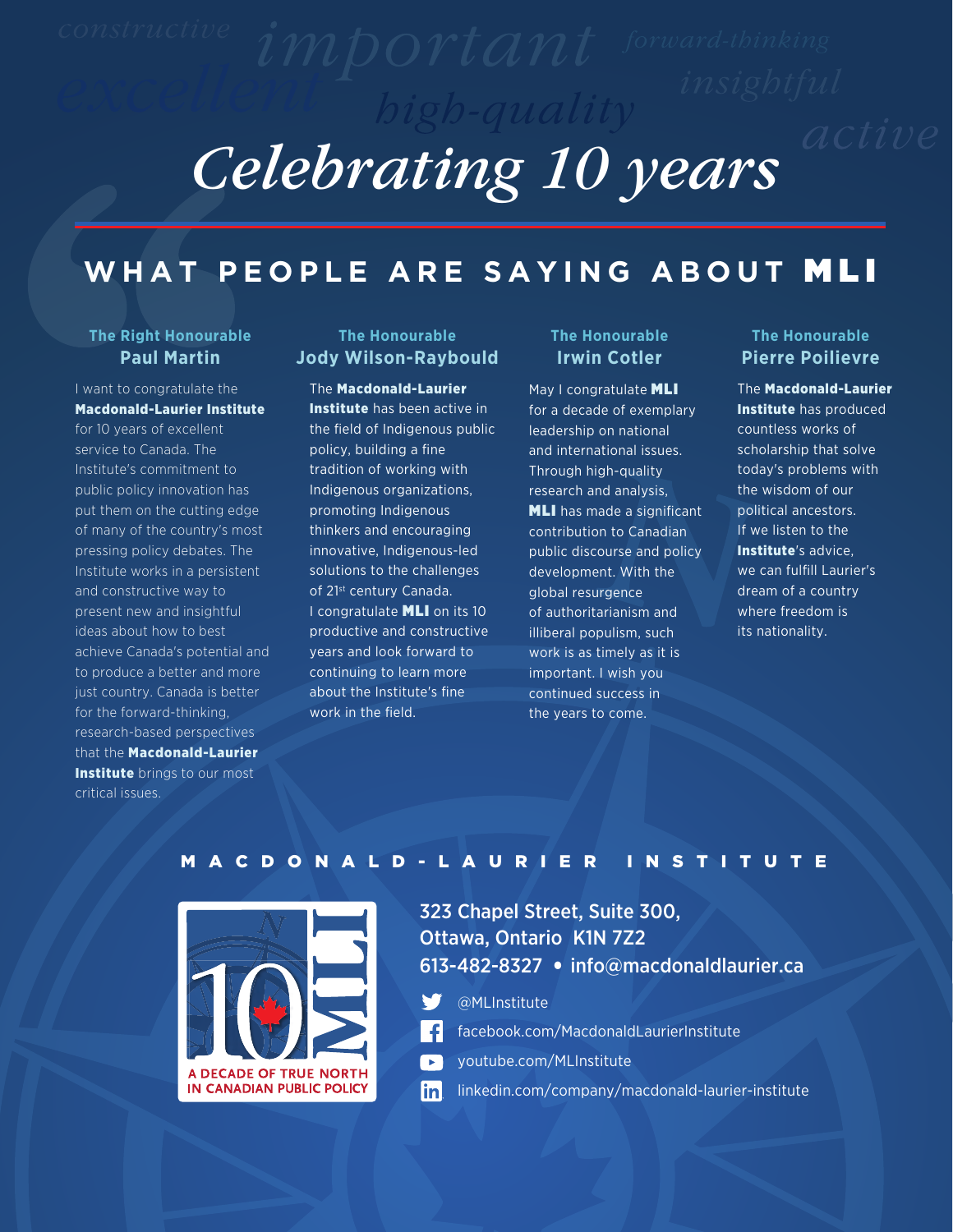# Celebrating 10 years

## WHAT PEOPLE ARE SAYING ABOUT MLI

**The Right Honourable**
**Paul Martin**

I want to congratulate the **Macdonald-Laurier Institute** for 10 years of excellent service to Canada. The Institute's commitment to public policy innovation has put them on the cutting edge of many of the country's most pressing policy debates. The Institute works in a persistent and constructive way to present new and insightful ideas about how to best achieve Canada's potential and to produce a better and more just country. Canada is better for the forward-thinking, research-based perspectives that the **Macdonald-Laurier Institute** brings to our most critical issues.

**The Honourable**
**Jody Wilson-Raybould**

The **Macdonald-Laurier Institute** has been active in the field of Indigenous public policy, building a fine tradition of working with Indigenous organizations, promoting Indigenous thinkers and encouraging innovative, Indigenous-led solutions to the challenges of 21st century Canada. I congratulate **MLI** on its 10 productive and constructive years and look forward to continuing to learn more about the Institute's fine work in the field.

**The Honourable**
**Irwin Cotler**

May I congratulate **MLI** for a decade of exemplary leadership on national and international issues. Through high-quality research and analysis, **MLI** has made a significant contribution to Canadian public discourse and policy development. With the global resurgence of authoritarianism and illiberal populism, such work is as timely as it is important. I wish you continued success in the years to come.

**The Honourable**
**Pierre Poilievre**

The **Macdonald-Laurier Institute** has produced countless works of scholarship that solve today's problems with the wisdom of our political ancestors. If we listen to the **Institute**'s advice, we can fulfill Laurier's dream of a country where freedom is its nationality.

## MACDONALD-LAURIER INSTITUTE

A DECADE OF TRUE NORTH IN CANADIAN PUBLIC POLICY

323 Chapel Street, Suite 300,
Ottawa, Ontario K1N 7Z2
613-482-8327 • info@macdonaldlaurier.ca

@MLInstitute
facebook.com/MacdonaldLaurierInstitute
youtube.com/MLInstitute
linkedin.com/company/macdonald-laurier-institute